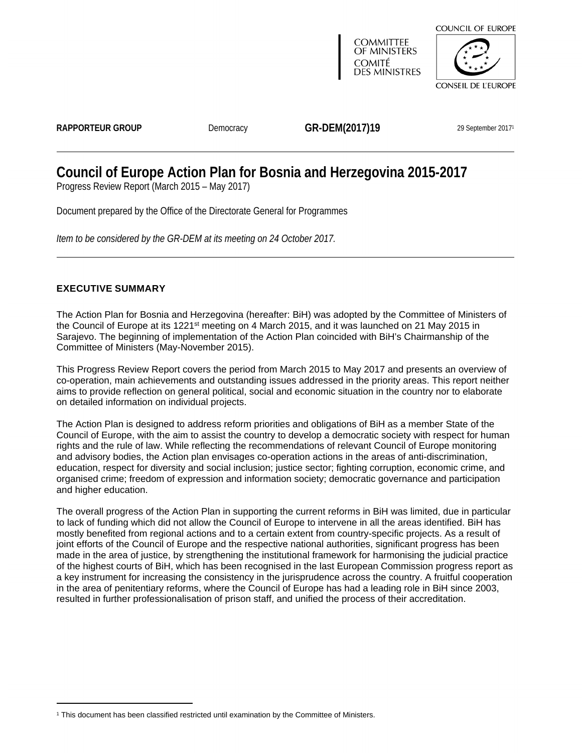COMMITTEE OF MINISTERS
COMITÉ DES MINISTRES

COUNCIL OF EUROPE
CONSEIL DE L'EUROPE

**RAPPORTEUR GROUP** Democracy **GR-DEM(2017)19** 29 September 2017[1]

# Council of Europe Action Plan for Bosnia and Herzegovina 2015-2017

Progress Review Report (March 2015 – May 2017)

Document prepared by the Office of the Directorate General for Programmes

*Item to be considered by the GR-DEM at its meeting on 24 October 2017.*

## EXECUTIVE SUMMARY

The Action Plan for Bosnia and Herzegovina (hereafter: BiH) was adopted by the Committee of Ministers of the Council of Europe at its 1221st meeting on 4 March 2015, and it was launched on 21 May 2015 in Sarajevo. The beginning of implementation of the Action Plan coincided with BiH's Chairmanship of the Committee of Ministers (May-November 2015).

This Progress Review Report covers the period from March 2015 to May 2017 and presents an overview of co-operation, main achievements and outstanding issues addressed in the priority areas. This report neither aims to provide reflection on general political, social and economic situation in the country nor to elaborate on detailed information on individual projects.

The Action Plan is designed to address reform priorities and obligations of BiH as a member State of the Council of Europe, with the aim to assist the country to develop a democratic society with respect for human rights and the rule of law. While reflecting the recommendations of relevant Council of Europe monitoring and advisory bodies, the Action plan envisages co-operation actions in the areas of anti-discrimination, education, respect for diversity and social inclusion; justice sector; fighting corruption, economic crime, and organised crime; freedom of expression and information society; democratic governance and participation and higher education.

The overall progress of the Action Plan in supporting the current reforms in BiH was limited, due in particular to lack of funding which did not allow the Council of Europe to intervene in all the areas identified. BiH has mostly benefited from regional actions and to a certain extent from country-specific projects. As a result of joint efforts of the Council of Europe and the respective national authorities, significant progress has been made in the area of justice, by strengthening the institutional framework for harmonising the judicial practice of the highest courts of BiH, which has been recognised in the last European Commission progress report as a key instrument for increasing the consistency in the jurisprudence across the country. A fruitful cooperation in the area of penitentiary reforms, where the Council of Europe has had a leading role in BiH since 2003, resulted in further professionalisation of prison staff, and unified the process of their accreditation.

[1] This document has been classified restricted until examination by the Committee of Ministers.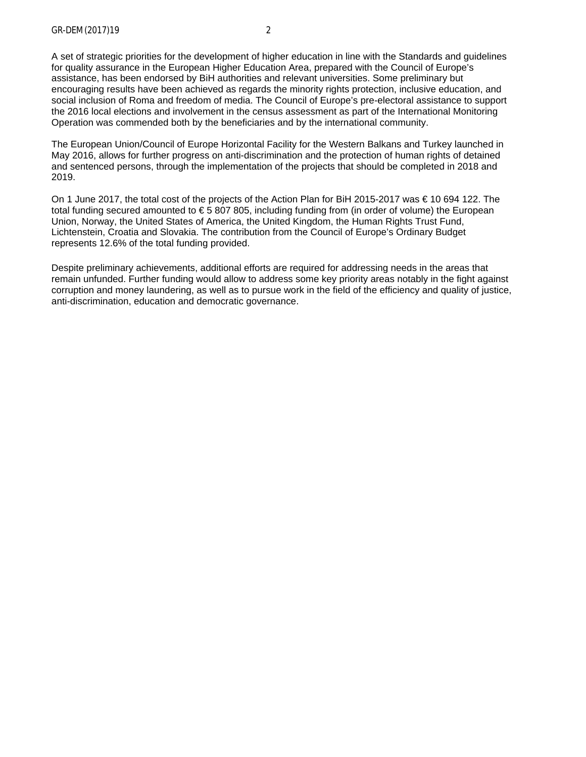A set of strategic priorities for the development of higher education in line with the Standards and guidelines for quality assurance in the European Higher Education Area, prepared with the Council of Europe's assistance, has been endorsed by BiH authorities and relevant universities. Some preliminary but encouraging results have been achieved as regards the minority rights protection, inclusive education, and social inclusion of Roma and freedom of media. The Council of Europe's pre-electoral assistance to support the 2016 local elections and involvement in the census assessment as part of the International Monitoring Operation was commended both by the beneficiaries and by the international community.

The European Union/Council of Europe Horizontal Facility for the Western Balkans and Turkey launched in May 2016, allows for further progress on anti-discrimination and the protection of human rights of detained and sentenced persons, through the implementation of the projects that should be completed in 2018 and 2019.

On 1 June 2017, the total cost of the projects of the Action Plan for BiH 2015-2017 was € 10 694 122. The total funding secured amounted to € 5 807 805, including funding from (in order of volume) the European Union, Norway, the United States of America, the United Kingdom, the Human Rights Trust Fund, Lichtenstein, Croatia and Slovakia. The contribution from the Council of Europe's Ordinary Budget represents 12.6% of the total funding provided.

Despite preliminary achievements, additional efforts are required for addressing needs in the areas that remain unfunded. Further funding would allow to address some key priority areas notably in the fight against corruption and money laundering, as well as to pursue work in the field of the efficiency and quality of justice, anti-discrimination, education and democratic governance.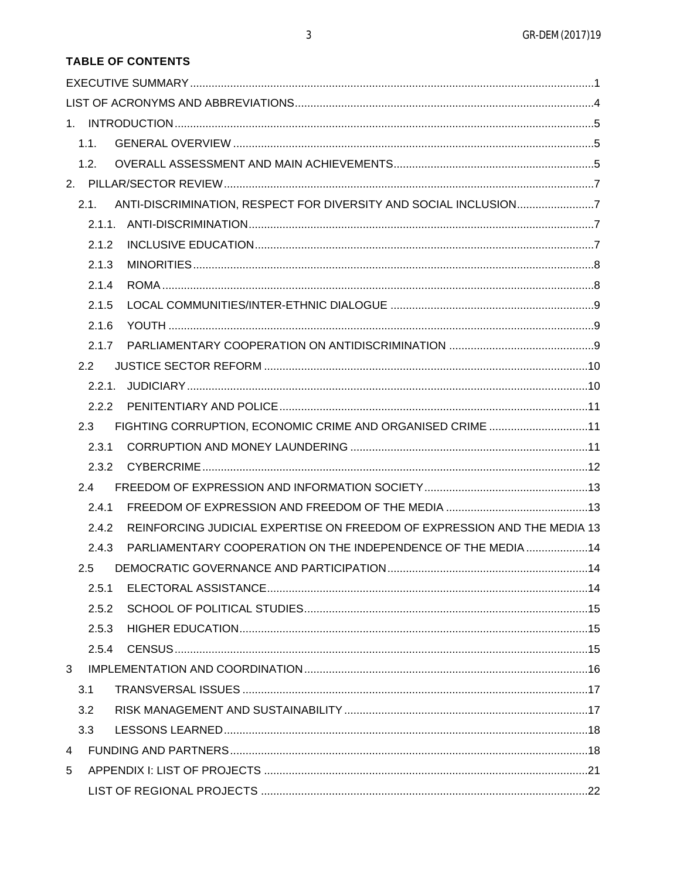**TABLE OF CONTENTS**

EXECUTIVE SUMMARY ..... 1
LIST OF ACRONYMS AND ABBREVIATIONS ..... 4
1. INTRODUCTION ..... 5
- 1.1. GENERAL OVERVIEW ..... 5
- 1.2. OVERALL ASSESSMENT AND MAIN ACHIEVEMENTS ..... 5

2. PILLAR/SECTOR REVIEW ..... 7
- 2.1. ANTI-DISCRIMINATION, RESPECT FOR DIVERSITY AND SOCIAL INCLUSION ..... 7
  - 2.1.1. ANTI-DISCRIMINATION ..... 7
  - 2.1.2 INCLUSIVE EDUCATION ..... 7
  - 2.1.3 MINORITIES ..... 8
  - 2.1.4 ROMA ..... 8
  - 2.1.5 LOCAL COMMUNITIES/INTER-ETHNIC DIALOGUE ..... 9
  - 2.1.6 YOUTH ..... 9
  - 2.1.7 PARLIAMENTARY COOPERATION ON ANTIDISCRIMINATION ..... 9
- 2.2 JUSTICE SECTOR REFORM ..... 10
  - 2.2.1. JUDICIARY ..... 10
  - 2.2.2 PENITENTIARY AND POLICE ..... 11
- 2.3 FIGHTING CORRUPTION, ECONOMIC CRIME AND ORGANISED CRIME ..... 11
  - 2.3.1 CORRUPTION AND MONEY LAUNDERING ..... 11
  - 2.3.2 CYBERCRIME ..... 12
- 2.4 FREEDOM OF EXPRESSION AND INFORMATION SOCIETY ..... 13
  - 2.4.1 FREEDOM OF EXPRESSION AND FREEDOM OF THE MEDIA ..... 13
  - 2.4.2 REINFORCING JUDICIAL EXPERTISE ON FREEDOM OF EXPRESSION AND THE MEDIA 13
  - 2.4.3 PARLIAMENTARY COOPERATION ON THE INDEPENDENCE OF THE MEDIA ..... 14
- 2.5 DEMOCRATIC GOVERNANCE AND PARTICIPATION ..... 14
  - 2.5.1 ELECTORAL ASSISTANCE ..... 14
  - 2.5.2 SCHOOL OF POLITICAL STUDIES ..... 15
  - 2.5.3 HIGHER EDUCATION ..... 15
  - 2.5.4 CENSUS ..... 15

3 IMPLEMENTATION AND COORDINATION ..... 16
- 3.1 TRANSVERSAL ISSUES ..... 17
- 3.2 RISK MANAGEMENT AND SUSTAINABILITY ..... 17
- 3.3 LESSONS LEARNED ..... 18

4 FUNDING AND PARTNERS ..... 18
5 APPENDIX I: LIST OF PROJECTS ..... 21
LIST OF REGIONAL PROJECTS ..... 22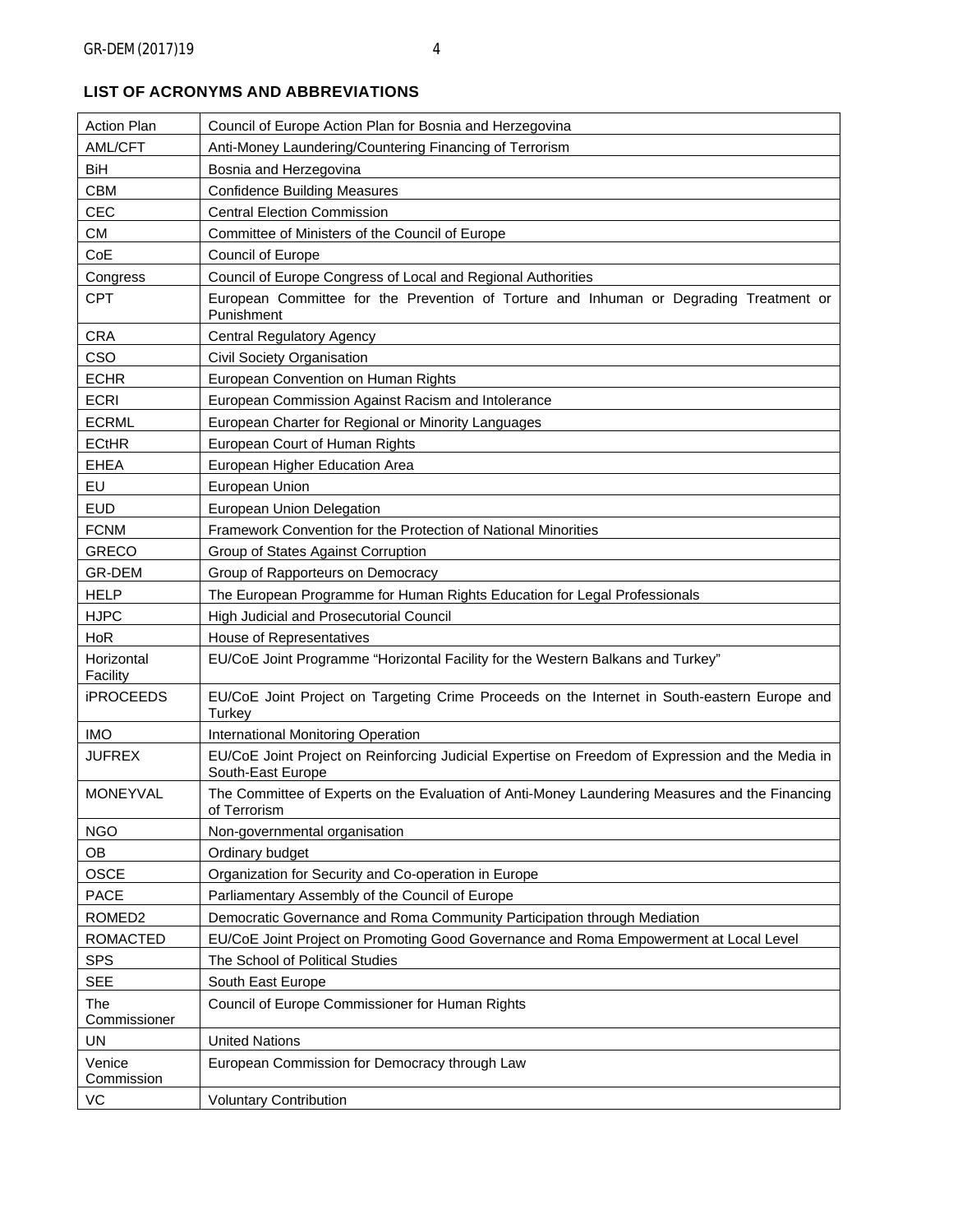## LIST OF ACRONYMS AND ABBREVIATIONS

| | |
|---|---|
| Action Plan | Council of Europe Action Plan for Bosnia and Herzegovina |
| AML/CFT | Anti-Money Laundering/Countering Financing of Terrorism |
| BiH | Bosnia and Herzegovina |
| CBM | Confidence Building Measures |
| CEC | Central Election Commission |
| CM | Committee of Ministers of the Council of Europe |
| CoE | Council of Europe |
| Congress | Council of Europe Congress of Local and Regional Authorities |
| CPT | European Committee for the Prevention of Torture and Inhuman or Degrading Treatment or Punishment |
| CRA | Central Regulatory Agency |
| CSO | Civil Society Organisation |
| ECHR | European Convention on Human Rights |
| ECRI | European Commission Against Racism and Intolerance |
| ECRML | European Charter for Regional or Minority Languages |
| ECtHR | European Court of Human Rights |
| EHEA | European Higher Education Area |
| EU | European Union |
| EUD | European Union Delegation |
| FCNM | Framework Convention for the Protection of National Minorities |
| GRECO | Group of States Against Corruption |
| GR-DEM | Group of Rapporteurs on Democracy |
| HELP | The European Programme for Human Rights Education for Legal Professionals |
| HJPC | High Judicial and Prosecutorial Council |
| HoR | House of Representatives |
| Horizontal Facility | EU/CoE Joint Programme "Horizontal Facility for the Western Balkans and Turkey" |
| iPROCEEDS | EU/CoE Joint Project on Targeting Crime Proceeds on the Internet in South-eastern Europe and Turkey |
| IMO | International Monitoring Operation |
| JUFREX | EU/CoE Joint Project on Reinforcing Judicial Expertise on Freedom of Expression and the Media in South-East Europe |
| MONEYVAL | The Committee of Experts on the Evaluation of Anti-Money Laundering Measures and the Financing of Terrorism |
| NGO | Non-governmental organisation |
| OB | Ordinary budget |
| OSCE | Organization for Security and Co-operation in Europe |
| PACE | Parliamentary Assembly of the Council of Europe |
| ROMED2 | Democratic Governance and Roma Community Participation through Mediation |
| ROMACTED | EU/CoE Joint Project on Promoting Good Governance and Roma Empowerment at Local Level |
| SPS | The School of Political Studies |
| SEE | South East Europe |
| The Commissioner | Council of Europe Commissioner for Human Rights |
| UN | United Nations |
| Venice Commission | European Commission for Democracy through Law |
| VC | Voluntary Contribution |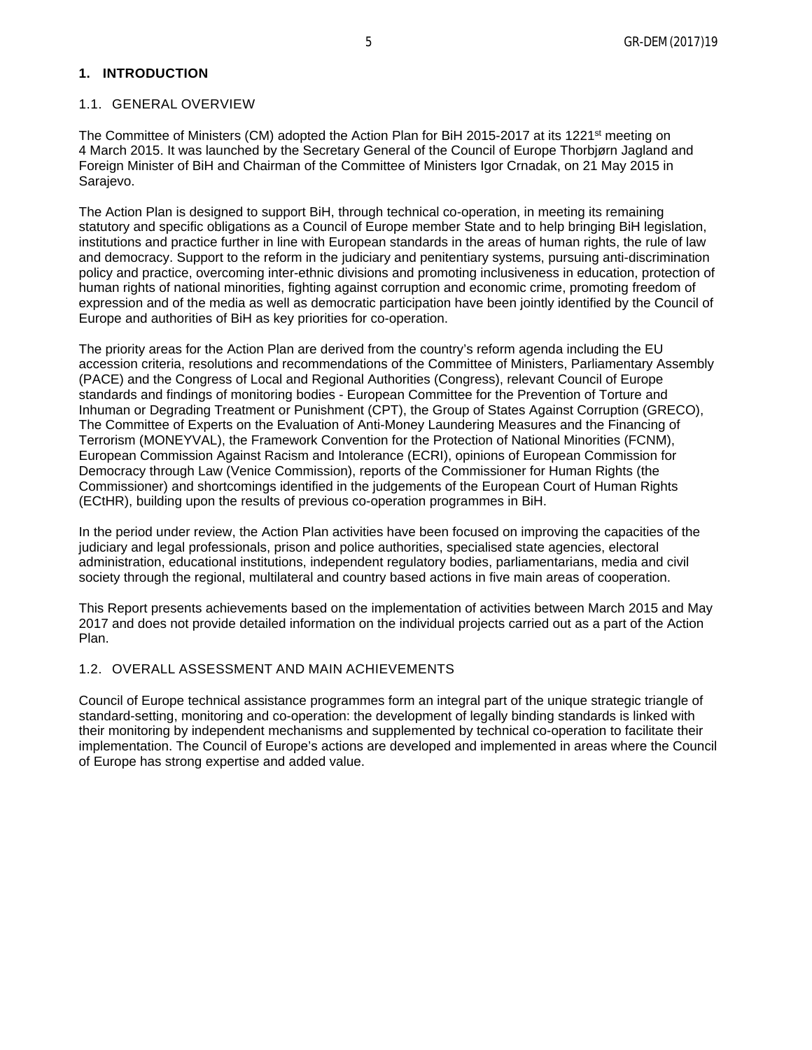# 1. INTRODUCTION

## 1.1. GENERAL OVERVIEW

The Committee of Ministers (CM) adopted the Action Plan for BiH 2015-2017 at its 1221st meeting on 4 March 2015. It was launched by the Secretary General of the Council of Europe Thorbjørn Jagland and Foreign Minister of BiH and Chairman of the Committee of Ministers Igor Crnadak, on 21 May 2015 in Sarajevo.

The Action Plan is designed to support BiH, through technical co-operation, in meeting its remaining statutory and specific obligations as a Council of Europe member State and to help bringing BiH legislation, institutions and practice further in line with European standards in the areas of human rights, the rule of law and democracy. Support to the reform in the judiciary and penitentiary systems, pursuing anti-discrimination policy and practice, overcoming inter-ethnic divisions and promoting inclusiveness in education, protection of human rights of national minorities, fighting against corruption and economic crime, promoting freedom of expression and of the media as well as democratic participation have been jointly identified by the Council of Europe and authorities of BiH as key priorities for co-operation.

The priority areas for the Action Plan are derived from the country's reform agenda including the EU accession criteria, resolutions and recommendations of the Committee of Ministers, Parliamentary Assembly (PACE) and the Congress of Local and Regional Authorities (Congress), relevant Council of Europe standards and findings of monitoring bodies - European Committee for the Prevention of Torture and Inhuman or Degrading Treatment or Punishment (CPT), the Group of States Against Corruption (GRECO), The Committee of Experts on the Evaluation of Anti-Money Laundering Measures and the Financing of Terrorism (MONEYVAL), the Framework Convention for the Protection of National Minorities (FCNM), European Commission Against Racism and Intolerance (ECRI), opinions of European Commission for Democracy through Law (Venice Commission), reports of the Commissioner for Human Rights (the Commissioner) and shortcomings identified in the judgements of the European Court of Human Rights (ECtHR), building upon the results of previous co-operation programmes in BiH.

In the period under review, the Action Plan activities have been focused on improving the capacities of the judiciary and legal professionals, prison and police authorities, specialised state agencies, electoral administration, educational institutions, independent regulatory bodies, parliamentarians, media and civil society through the regional, multilateral and country based actions in five main areas of cooperation.

This Report presents achievements based on the implementation of activities between March 2015 and May 2017 and does not provide detailed information on the individual projects carried out as a part of the Action Plan.

## 1.2. OVERALL ASSESSMENT AND MAIN ACHIEVEMENTS

Council of Europe technical assistance programmes form an integral part of the unique strategic triangle of standard-setting, monitoring and co-operation: the development of legally binding standards is linked with their monitoring by independent mechanisms and supplemented by technical co-operation to facilitate their implementation. The Council of Europe's actions are developed and implemented in areas where the Council of Europe has strong expertise and added value.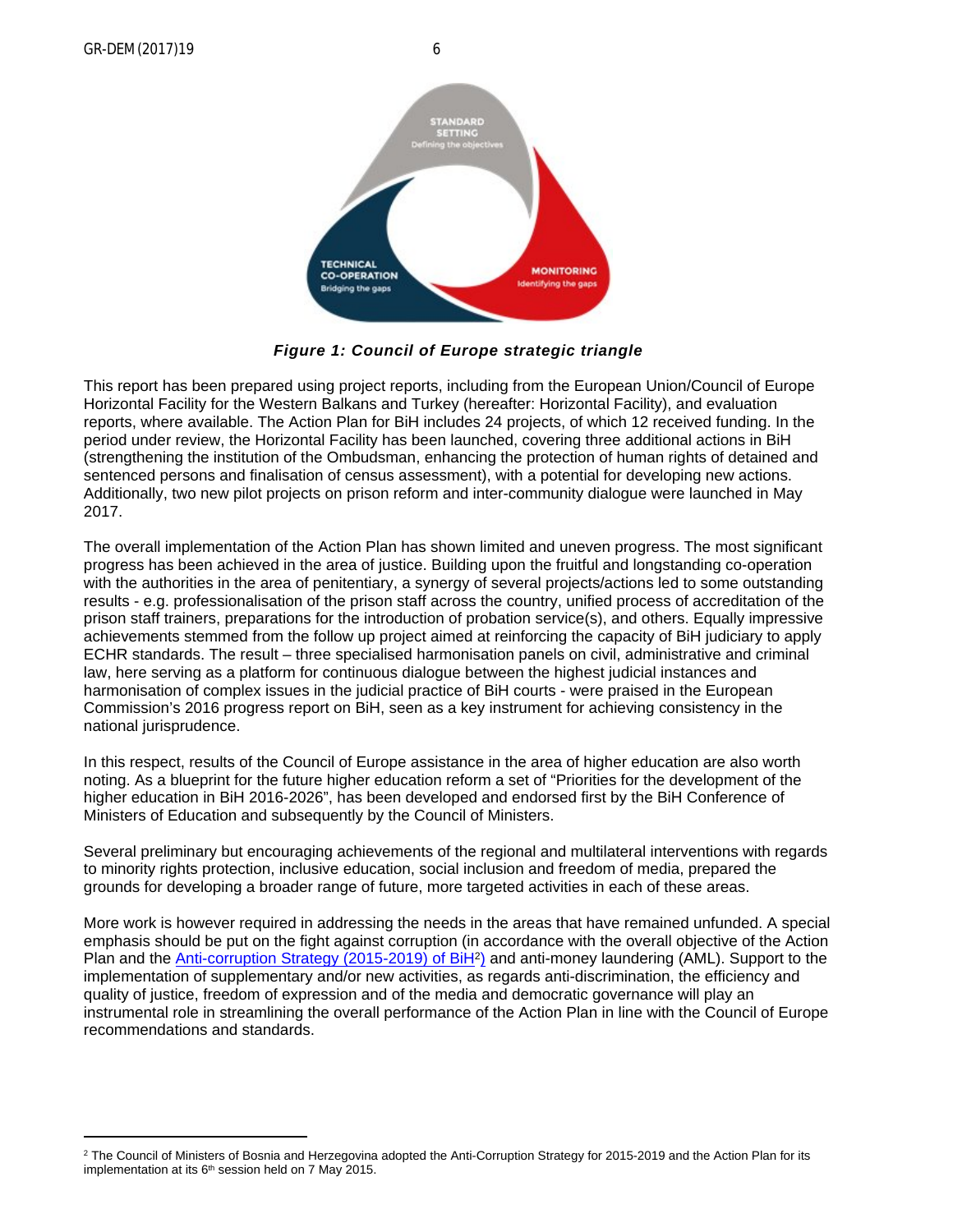STANDARD SETTING
Defining the objectives

TECHNICAL CO-OPERATION
Bridging the gaps

MONITORING
Identifying the gaps

***Figure 1: Council of Europe strategic triangle***

This report has been prepared using project reports, including from the European Union/Council of Europe Horizontal Facility for the Western Balkans and Turkey (hereafter: Horizontal Facility), and evaluation reports, where available. The Action Plan for BiH includes 24 projects, of which 12 received funding. In the period under review, the Horizontal Facility has been launched, covering three additional actions in BiH (strengthening the institution of the Ombudsman, enhancing the protection of human rights of detained and sentenced persons and finalisation of census assessment), with a potential for developing new actions. Additionally, two new pilot projects on prison reform and inter-community dialogue were launched in May 2017.

The overall implementation of the Action Plan has shown limited and uneven progress. The most significant progress has been achieved in the area of justice. Building upon the fruitful and longstanding co-operation with the authorities in the area of penitentiary, a synergy of several projects/actions led to some outstanding results - e.g. professionalisation of the prison staff across the country, unified process of accreditation of the prison staff trainers, preparations for the introduction of probation service(s), and others. Equally impressive achievements stemmed from the follow up project aimed at reinforcing the capacity of BiH judiciary to apply ECHR standards. The result – three specialised harmonisation panels on civil, administrative and criminal law, here serving as a platform for continuous dialogue between the highest judicial instances and harmonisation of complex issues in the judicial practice of BiH courts - were praised in the European Commission's 2016 progress report on BiH, seen as a key instrument for achieving consistency in the national jurisprudence.

In this respect, results of the Council of Europe assistance in the area of higher education are also worth noting. As a blueprint for the future higher education reform a set of "Priorities for the development of the higher education in BiH 2016-2026", has been developed and endorsed first by the BiH Conference of Ministers of Education and subsequently by the Council of Ministers.

Several preliminary but encouraging achievements of the regional and multilateral interventions with regards to minority rights protection, inclusive education, social inclusion and freedom of media, prepared the grounds for developing a broader range of future, more targeted activities in each of these areas.

More work is however required in addressing the needs in the areas that have remained unfunded. A special emphasis should be put on the fight against corruption (in accordance with the overall objective of the Action Plan and the Anti-corruption Strategy (2015-2019) of BiH[2]) and anti-money laundering (AML). Support to the implementation of supplementary and/or new activities, as regards anti-discrimination, the efficiency and quality of justice, freedom of expression and of the media and democratic governance will play an instrumental role in streamlining the overall performance of the Action Plan in line with the Council of Europe recommendations and standards.

---

[2] The Council of Ministers of Bosnia and Herzegovina adopted the Anti-Corruption Strategy for 2015-2019 and the Action Plan for its implementation at its 6th session held on 7 May 2015.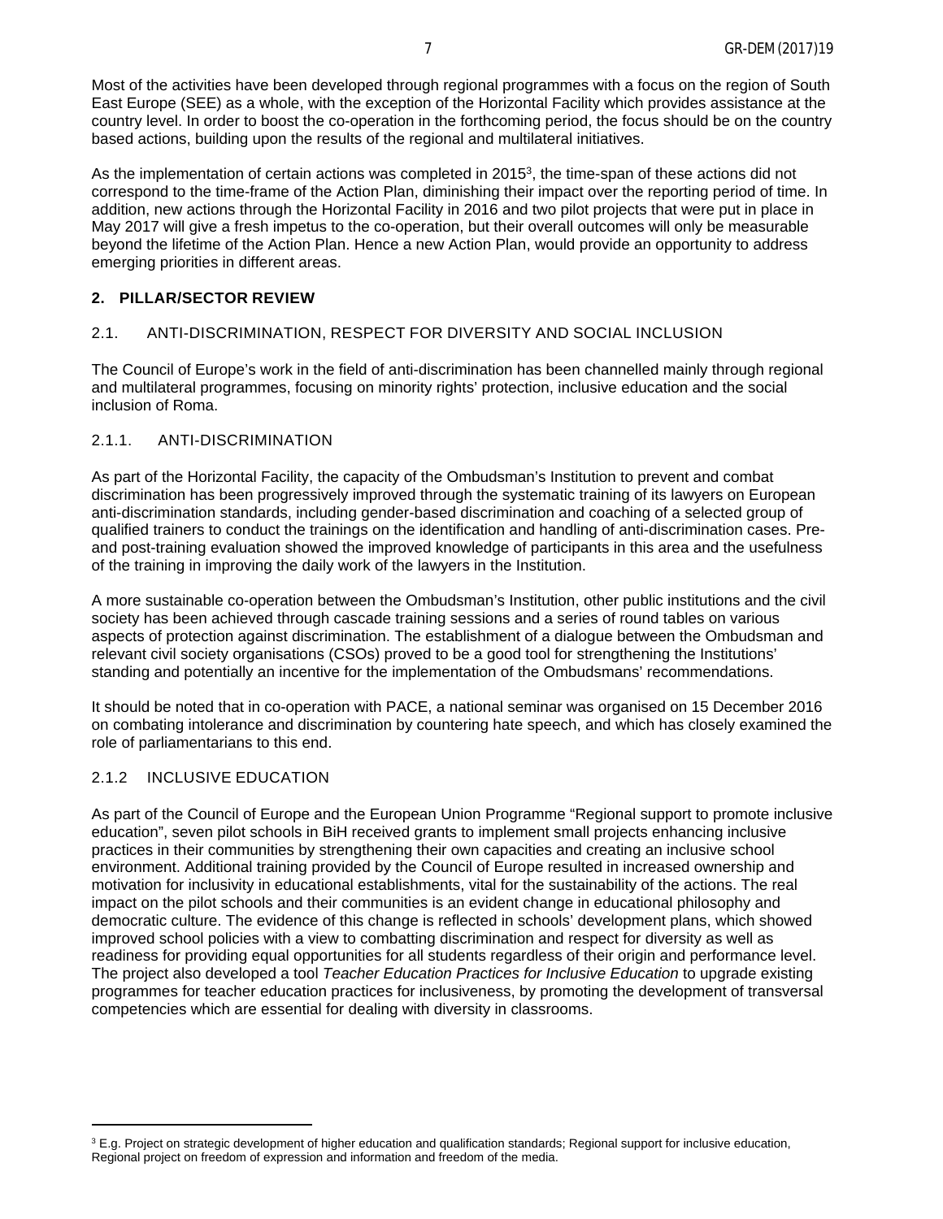Most of the activities have been developed through regional programmes with a focus on the region of South East Europe (SEE) as a whole, with the exception of the Horizontal Facility which provides assistance at the country level. In order to boost the co-operation in the forthcoming period, the focus should be on the country based actions, building upon the results of the regional and multilateral initiatives.

As the implementation of certain actions was completed in 2015[3], the time-span of these actions did not correspond to the time-frame of the Action Plan, diminishing their impact over the reporting period of time. In addition, new actions through the Horizontal Facility in 2016 and two pilot projects that were put in place in May 2017 will give a fresh impetus to the co-operation, but their overall outcomes will only be measurable beyond the lifetime of the Action Plan. Hence a new Action Plan, would provide an opportunity to address emerging priorities in different areas.

## 2. PILLAR/SECTOR REVIEW

### 2.1. ANTI-DISCRIMINATION, RESPECT FOR DIVERSITY AND SOCIAL INCLUSION

The Council of Europe's work in the field of anti-discrimination has been channelled mainly through regional and multilateral programmes, focusing on minority rights' protection, inclusive education and the social inclusion of Roma.

#### 2.1.1. ANTI-DISCRIMINATION

As part of the Horizontal Facility, the capacity of the Ombudsman's Institution to prevent and combat discrimination has been progressively improved through the systematic training of its lawyers on European anti-discrimination standards, including gender-based discrimination and coaching of a selected group of qualified trainers to conduct the trainings on the identification and handling of anti-discrimination cases. Pre- and post-training evaluation showed the improved knowledge of participants in this area and the usefulness of the training in improving the daily work of the lawyers in the Institution.

A more sustainable co-operation between the Ombudsman's Institution, other public institutions and the civil society has been achieved through cascade training sessions and a series of round tables on various aspects of protection against discrimination. The establishment of a dialogue between the Ombudsman and relevant civil society organisations (CSOs) proved to be a good tool for strengthening the Institutions' standing and potentially an incentive for the implementation of the Ombudsmans' recommendations.

It should be noted that in co-operation with PACE, a national seminar was organised on 15 December 2016 on combating intolerance and discrimination by countering hate speech, and which has closely examined the role of parliamentarians to this end.

#### 2.1.2 INCLUSIVE EDUCATION

As part of the Council of Europe and the European Union Programme "Regional support to promote inclusive education", seven pilot schools in BiH received grants to implement small projects enhancing inclusive practices in their communities by strengthening their own capacities and creating an inclusive school environment. Additional training provided by the Council of Europe resulted in increased ownership and motivation for inclusivity in educational establishments, vital for the sustainability of the actions. The real impact on the pilot schools and their communities is an evident change in educational philosophy and democratic culture. The evidence of this change is reflected in schools' development plans, which showed improved school policies with a view to combatting discrimination and respect for diversity as well as readiness for providing equal opportunities for all students regardless of their origin and performance level. The project also developed a tool *Teacher Education Practices for Inclusive Education* to upgrade existing programmes for teacher education practices for inclusiveness, by promoting the development of transversal competencies which are essential for dealing with diversity in classrooms.

---

[3] E.g. Project on strategic development of higher education and qualification standards; Regional support for inclusive education, Regional project on freedom of expression and information and freedom of the media.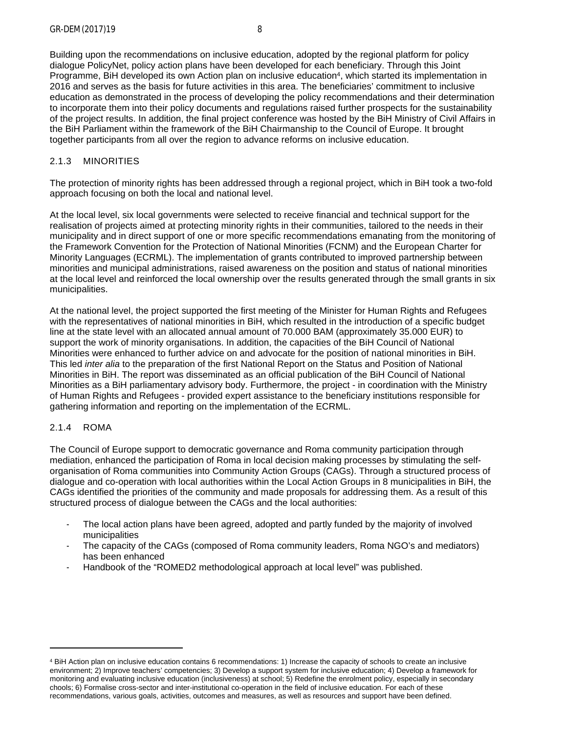Building upon the recommendations on inclusive education, adopted by the regional platform for policy dialogue PolicyNet, policy action plans have been developed for each beneficiary. Through this Joint Programme, BiH developed its own Action plan on inclusive education[4], which started its implementation in 2016 and serves as the basis for future activities in this area. The beneficiaries' commitment to inclusive education as demonstrated in the process of developing the policy recommendations and their determination to incorporate them into their policy documents and regulations raised further prospects for the sustainability of the project results. In addition, the final project conference was hosted by the BiH Ministry of Civil Affairs in the BiH Parliament within the framework of the BiH Chairmanship to the Council of Europe. It brought together participants from all over the region to advance reforms on inclusive education.

### 2.1.3 MINORITIES

The protection of minority rights has been addressed through a regional project, which in BiH took a two-fold approach focusing on both the local and national level.

At the local level, six local governments were selected to receive financial and technical support for the realisation of projects aimed at protecting minority rights in their communities, tailored to the needs in their municipality and in direct support of one or more specific recommendations emanating from the monitoring of the Framework Convention for the Protection of National Minorities (FCNM) and the European Charter for Minority Languages (ECRML). The implementation of grants contributed to improved partnership between minorities and municipal administrations, raised awareness on the position and status of national minorities at the local level and reinforced the local ownership over the results generated through the small grants in six municipalities.

At the national level, the project supported the first meeting of the Minister for Human Rights and Refugees with the representatives of national minorities in BiH, which resulted in the introduction of a specific budget line at the state level with an allocated annual amount of 70.000 BAM (approximately 35.000 EUR) to support the work of minority organisations. In addition, the capacities of the BiH Council of National Minorities were enhanced to further advice on and advocate for the position of national minorities in BiH. This led *inter alia* to the preparation of the first National Report on the Status and Position of National Minorities in BiH. The report was disseminated as an official publication of the BiH Council of National Minorities as a BiH parliamentary advisory body. Furthermore, the project - in coordination with the Ministry of Human Rights and Refugees - provided expert assistance to the beneficiary institutions responsible for gathering information and reporting on the implementation of the ECRML.

### 2.1.4 ROMA

The Council of Europe support to democratic governance and Roma community participation through mediation, enhanced the participation of Roma in local decision making processes by stimulating the self-organisation of Roma communities into Community Action Groups (CAGs). Through a structured process of dialogue and co-operation with local authorities within the Local Action Groups in 8 municipalities in BiH, the CAGs identified the priorities of the community and made proposals for addressing them. As a result of this structured process of dialogue between the CAGs and the local authorities:

- The local action plans have been agreed, adopted and partly funded by the majority of involved municipalities
- The capacity of the CAGs (composed of Roma community leaders, Roma NGO's and mediators) has been enhanced
- Handbook of the "ROMED2 methodological approach at local level" was published.

---

[4] BiH Action plan on inclusive education contains 6 recommendations: 1) Increase the capacity of schools to create an inclusive environment; 2) Improve teachers' competencies; 3) Develop a support system for inclusive education; 4) Develop a framework for monitoring and evaluating inclusive education (inclusiveness) at school; 5) Redefine the enrolment policy, especially in secondary chools; 6) Formalise cross-sector and inter-institutional co-operation in the field of inclusive education. For each of these recommendations, various goals, activities, outcomes and measures, as well as resources and support have been defined.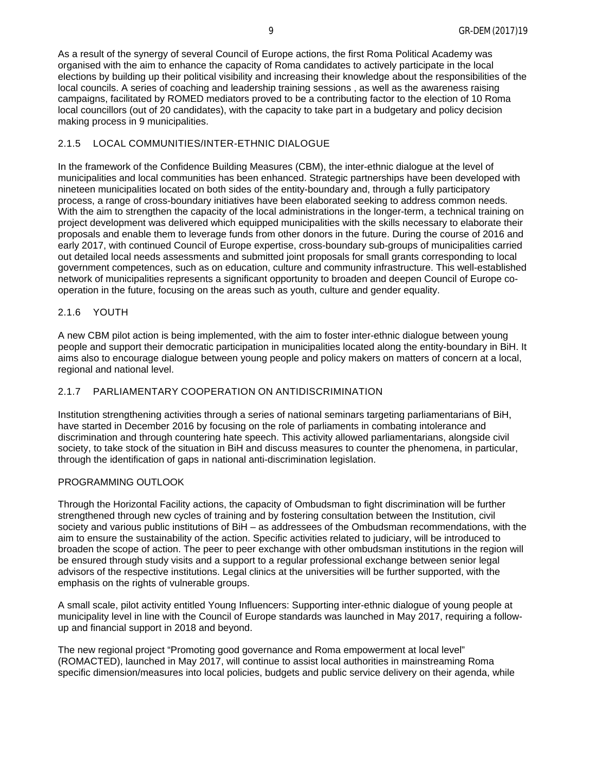As a result of the synergy of several Council of Europe actions, the first Roma Political Academy was organised with the aim to enhance the capacity of Roma candidates to actively participate in the local elections by building up their political visibility and increasing their knowledge about the responsibilities of the local councils. A series of coaching and leadership training sessions , as well as the awareness raising campaigns, facilitated by ROMED mediators proved to be a contributing factor to the election of 10 Roma local councillors (out of 20 candidates), with the capacity to take part in a budgetary and policy decision making process in 9 municipalities.

### 2.1.5 LOCAL COMMUNITIES/INTER-ETHNIC DIALOGUE

In the framework of the Confidence Building Measures (CBM), the inter-ethnic dialogue at the level of municipalities and local communities has been enhanced. Strategic partnerships have been developed with nineteen municipalities located on both sides of the entity-boundary and, through a fully participatory process, a range of cross-boundary initiatives have been elaborated seeking to address common needs. With the aim to strengthen the capacity of the local administrations in the longer-term, a technical training on project development was delivered which equipped municipalities with the skills necessary to elaborate their proposals and enable them to leverage funds from other donors in the future. During the course of 2016 and early 2017, with continued Council of Europe expertise, cross-boundary sub-groups of municipalities carried out detailed local needs assessments and submitted joint proposals for small grants corresponding to local government competences, such as on education, culture and community infrastructure. This well-established network of municipalities represents a significant opportunity to broaden and deepen Council of Europe co-operation in the future, focusing on the areas such as youth, culture and gender equality.

### 2.1.6 YOUTH

A new CBM pilot action is being implemented, with the aim to foster inter-ethnic dialogue between young people and support their democratic participation in municipalities located along the entity-boundary in BiH. It aims also to encourage dialogue between young people and policy makers on matters of concern at a local, regional and national level.

### 2.1.7 PARLIAMENTARY COOPERATION ON ANTIDISCRIMINATION

Institution strengthening activities through a series of national seminars targeting parliamentarians of BiH, have started in December 2016 by focusing on the role of parliaments in combating intolerance and discrimination and through countering hate speech. This activity allowed parliamentarians, alongside civil society, to take stock of the situation in BiH and discuss measures to counter the phenomena, in particular, through the identification of gaps in national anti-discrimination legislation.

### PROGRAMMING OUTLOOK

Through the Horizontal Facility actions, the capacity of Ombudsman to fight discrimination will be further strengthened through new cycles of training and by fostering consultation between the Institution, civil society and various public institutions of BiH – as addressees of the Ombudsman recommendations, with the aim to ensure the sustainability of the action. Specific activities related to judiciary, will be introduced to broaden the scope of action. The peer to peer exchange with other ombudsman institutions in the region will be ensured through study visits and a support to a regular professional exchange between senior legal advisors of the respective institutions. Legal clinics at the universities will be further supported, with the emphasis on the rights of vulnerable groups.

A small scale, pilot activity entitled Young Influencers: Supporting inter-ethnic dialogue of young people at municipality level in line with the Council of Europe standards was launched in May 2017, requiring a follow-up and financial support in 2018 and beyond.

The new regional project "Promoting good governance and Roma empowerment at local level" (ROMACTED), launched in May 2017, will continue to assist local authorities in mainstreaming Roma specific dimension/measures into local policies, budgets and public service delivery on their agenda, while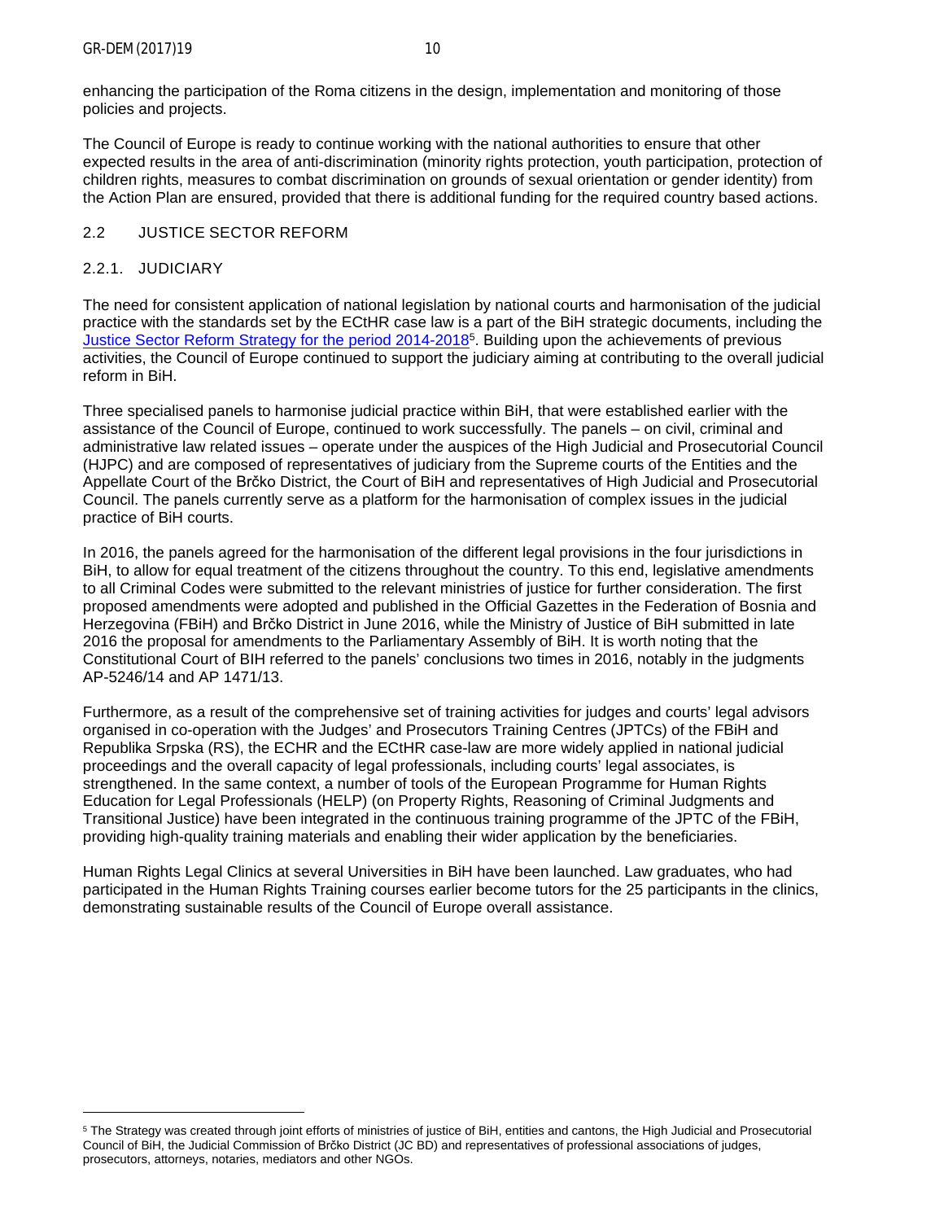enhancing the participation of the Roma citizens in the design, implementation and monitoring of those policies and projects.

The Council of Europe is ready to continue working with the national authorities to ensure that other expected results in the area of anti-discrimination (minority rights protection, youth participation, protection of children rights, measures to combat discrimination on grounds of sexual orientation or gender identity) from the Action Plan are ensured, provided that there is additional funding for the required country based actions.

## 2.2 JUSTICE SECTOR REFORM

### 2.2.1. JUDICIARY

The need for consistent application of national legislation by national courts and harmonisation of the judicial practice with the standards set by the ECtHR case law is a part of the BiH strategic documents, including the Justice Sector Reform Strategy for the period 2014-2018[5]. Building upon the achievements of previous activities, the Council of Europe continued to support the judiciary aiming at contributing to the overall judicial reform in BiH.

Three specialised panels to harmonise judicial practice within BiH, that were established earlier with the assistance of the Council of Europe, continued to work successfully. The panels – on civil, criminal and administrative law related issues – operate under the auspices of the High Judicial and Prosecutorial Council (HJPC) and are composed of representatives of judiciary from the Supreme courts of the Entities and the Appellate Court of the Brčko District, the Court of BiH and representatives of High Judicial and Prosecutorial Council. The panels currently serve as a platform for the harmonisation of complex issues in the judicial practice of BiH courts.

In 2016, the panels agreed for the harmonisation of the different legal provisions in the four jurisdictions in BiH, to allow for equal treatment of the citizens throughout the country. To this end, legislative amendments to all Criminal Codes were submitted to the relevant ministries of justice for further consideration. The first proposed amendments were adopted and published in the Official Gazettes in the Federation of Bosnia and Herzegovina (FBiH) and Brčko District in June 2016, while the Ministry of Justice of BiH submitted in late 2016 the proposal for amendments to the Parliamentary Assembly of BiH. It is worth noting that the Constitutional Court of BIH referred to the panels' conclusions two times in 2016, notably in the judgments AP-5246/14 and AP 1471/13.

Furthermore, as a result of the comprehensive set of training activities for judges and courts' legal advisors organised in co-operation with the Judges' and Prosecutors Training Centres (JPTCs) of the FBiH and Republika Srpska (RS), the ECHR and the ECtHR case-law are more widely applied in national judicial proceedings and the overall capacity of legal professionals, including courts' legal associates, is strengthened. In the same context, a number of tools of the European Programme for Human Rights Education for Legal Professionals (HELP) (on Property Rights, Reasoning of Criminal Judgments and Transitional Justice) have been integrated in the continuous training programme of the JPTC of the FBiH, providing high-quality training materials and enabling their wider application by the beneficiaries.

Human Rights Legal Clinics at several Universities in BiH have been launched. Law graduates, who had participated in the Human Rights Training courses earlier become tutors for the 25 participants in the clinics, demonstrating sustainable results of the Council of Europe overall assistance.

---

[5] The Strategy was created through joint efforts of ministries of justice of BiH, entities and cantons, the High Judicial and Prosecutorial Council of BiH, the Judicial Commission of Brčko District (JC BD) and representatives of professional associations of judges, prosecutors, attorneys, notaries, mediators and other NGOs.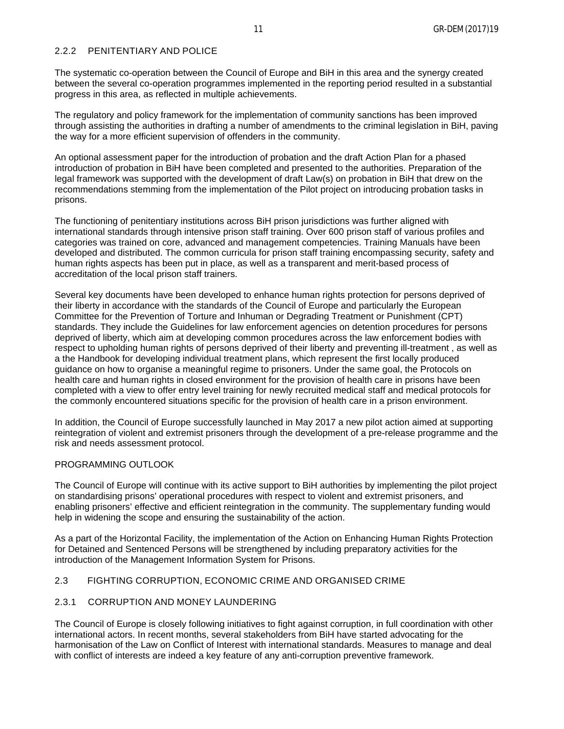### 2.2.2 PENITENTIARY AND POLICE

The systematic co-operation between the Council of Europe and BiH in this area and the synergy created between the several co-operation programmes implemented in the reporting period resulted in a substantial progress in this area, as reflected in multiple achievements.

The regulatory and policy framework for the implementation of community sanctions has been improved through assisting the authorities in drafting a number of amendments to the criminal legislation in BiH, paving the way for a more efficient supervision of offenders in the community.

An optional assessment paper for the introduction of probation and the draft Action Plan for a phased introduction of probation in BiH have been completed and presented to the authorities. Preparation of the legal framework was supported with the development of draft Law(s) on probation in BiH that drew on the recommendations stemming from the implementation of the Pilot project on introducing probation tasks in prisons.

The functioning of penitentiary institutions across BiH prison jurisdictions was further aligned with international standards through intensive prison staff training. Over 600 prison staff of various profiles and categories was trained on core, advanced and management competencies. Training Manuals have been developed and distributed. The common curricula for prison staff training encompassing security, safety and human rights aspects has been put in place, as well as a transparent and merit-based process of accreditation of the local prison staff trainers.

Several key documents have been developed to enhance human rights protection for persons deprived of their liberty in accordance with the standards of the Council of Europe and particularly the European Committee for the Prevention of Torture and Inhuman or Degrading Treatment or Punishment (CPT) standards. They include the Guidelines for law enforcement agencies on detention procedures for persons deprived of liberty, which aim at developing common procedures across the law enforcement bodies with respect to upholding human rights of persons deprived of their liberty and preventing ill-treatment , as well as a the Handbook for developing individual treatment plans, which represent the first locally produced guidance on how to organise a meaningful regime to prisoners. Under the same goal, the Protocols on health care and human rights in closed environment for the provision of health care in prisons have been completed with a view to offer entry level training for newly recruited medical staff and medical protocols for the commonly encountered situations specific for the provision of health care in a prison environment.

In addition, the Council of Europe successfully launched in May 2017 a new pilot action aimed at supporting reintegration of violent and extremist prisoners through the development of a pre-release programme and the risk and needs assessment protocol.

#### PROGRAMMING OUTLOOK

The Council of Europe will continue with its active support to BiH authorities by implementing the pilot project on standardising prisons' operational procedures with respect to violent and extremist prisoners, and enabling prisoners' effective and efficient reintegration in the community. The supplementary funding would help in widening the scope and ensuring the sustainability of the action.

As a part of the Horizontal Facility, the implementation of the Action on Enhancing Human Rights Protection for Detained and Sentenced Persons will be strengthened by including preparatory activities for the introduction of the Management Information System for Prisons.

## 2.3 FIGHTING CORRUPTION, ECONOMIC CRIME AND ORGANISED CRIME

### 2.3.1 CORRUPTION AND MONEY LAUNDERING

The Council of Europe is closely following initiatives to fight against corruption, in full coordination with other international actors. In recent months, several stakeholders from BiH have started advocating for the harmonisation of the Law on Conflict of Interest with international standards. Measures to manage and deal with conflict of interests are indeed a key feature of any anti-corruption preventive framework.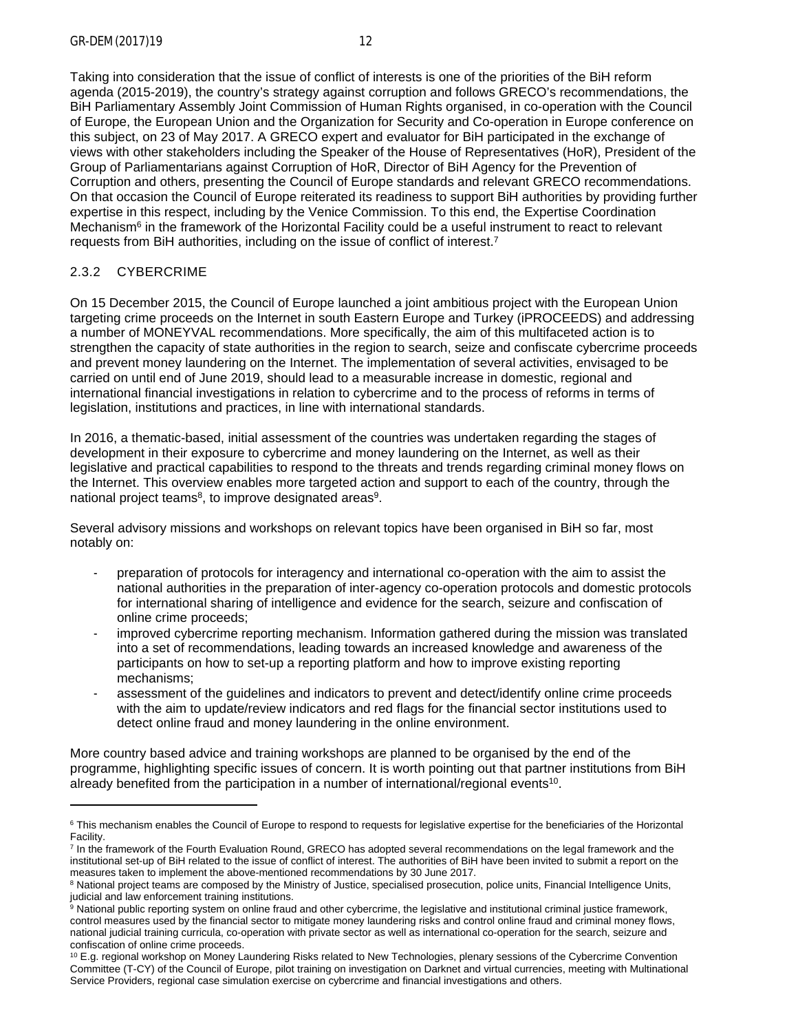Taking into consideration that the issue of conflict of interests is one of the priorities of the BiH reform agenda (2015-2019), the country's strategy against corruption and follows GRECO's recommendations, the BiH Parliamentary Assembly Joint Commission of Human Rights organised, in co-operation with the Council of Europe, the European Union and the Organization for Security and Co-operation in Europe conference on this subject, on 23 of May 2017. A GRECO expert and evaluator for BiH participated in the exchange of views with other stakeholders including the Speaker of the House of Representatives (HoR), President of the Group of Parliamentarians against Corruption of HoR, Director of BiH Agency for the Prevention of Corruption and others, presenting the Council of Europe standards and relevant GRECO recommendations. On that occasion the Council of Europe reiterated its readiness to support BiH authorities by providing further expertise in this respect, including by the Venice Commission. To this end, the Expertise Coordination Mechanism[6] in the framework of the Horizontal Facility could be a useful instrument to react to relevant requests from BiH authorities, including on the issue of conflict of interest.[7]

### 2.3.2 CYBERCRIME

On 15 December 2015, the Council of Europe launched a joint ambitious project with the European Union targeting crime proceeds on the Internet in south Eastern Europe and Turkey (iPROCEEDS) and addressing a number of MONEYVAL recommendations. More specifically, the aim of this multifaceted action is to strengthen the capacity of state authorities in the region to search, seize and confiscate cybercrime proceeds and prevent money laundering on the Internet. The implementation of several activities, envisaged to be carried on until end of June 2019, should lead to a measurable increase in domestic, regional and international financial investigations in relation to cybercrime and to the process of reforms in terms of legislation, institutions and practices, in line with international standards.

In 2016, a thematic-based, initial assessment of the countries was undertaken regarding the stages of development in their exposure to cybercrime and money laundering on the Internet, as well as their legislative and practical capabilities to respond to the threats and trends regarding criminal money flows on the Internet. This overview enables more targeted action and support to each of the country, through the national project teams[8], to improve designated areas[9].

Several advisory missions and workshops on relevant topics have been organised in BiH so far, most notably on:

- preparation of protocols for interagency and international co-operation with the aim to assist the national authorities in the preparation of inter-agency co-operation protocols and domestic protocols for international sharing of intelligence and evidence for the search, seizure and confiscation of online crime proceeds;
- improved cybercrime reporting mechanism. Information gathered during the mission was translated into a set of recommendations, leading towards an increased knowledge and awareness of the participants on how to set-up a reporting platform and how to improve existing reporting mechanisms;
- assessment of the guidelines and indicators to prevent and detect/identify online crime proceeds with the aim to update/review indicators and red flags for the financial sector institutions used to detect online fraud and money laundering in the online environment.

More country based advice and training workshops are planned to be organised by the end of the programme, highlighting specific issues of concern. It is worth pointing out that partner institutions from BiH already benefited from the participation in a number of international/regional events[10].

---

[6] This mechanism enables the Council of Europe to respond to requests for legislative expertise for the beneficiaries of the Horizontal Facility.

[7] In the framework of the Fourth Evaluation Round, GRECO has adopted several recommendations on the legal framework and the institutional set-up of BiH related to the issue of conflict of interest. The authorities of BiH have been invited to submit a report on the measures taken to implement the above-mentioned recommendations by 30 June 2017.

[8] National project teams are composed by the Ministry of Justice, specialised prosecution, police units, Financial Intelligence Units, judicial and law enforcement training institutions.

[9] National public reporting system on online fraud and other cybercrime, the legislative and institutional criminal justice framework, control measures used by the financial sector to mitigate money laundering risks and control online fraud and criminal money flows, national judicial training curricula, co-operation with private sector as well as international co-operation for the search, seizure and confiscation of online crime proceeds.

[10] E.g. regional workshop on Money Laundering Risks related to New Technologies, plenary sessions of the Cybercrime Convention Committee (T-CY) of the Council of Europe, pilot training on investigation on Darknet and virtual currencies, meeting with Multinational Service Providers, regional case simulation exercise on cybercrime and financial investigations and others.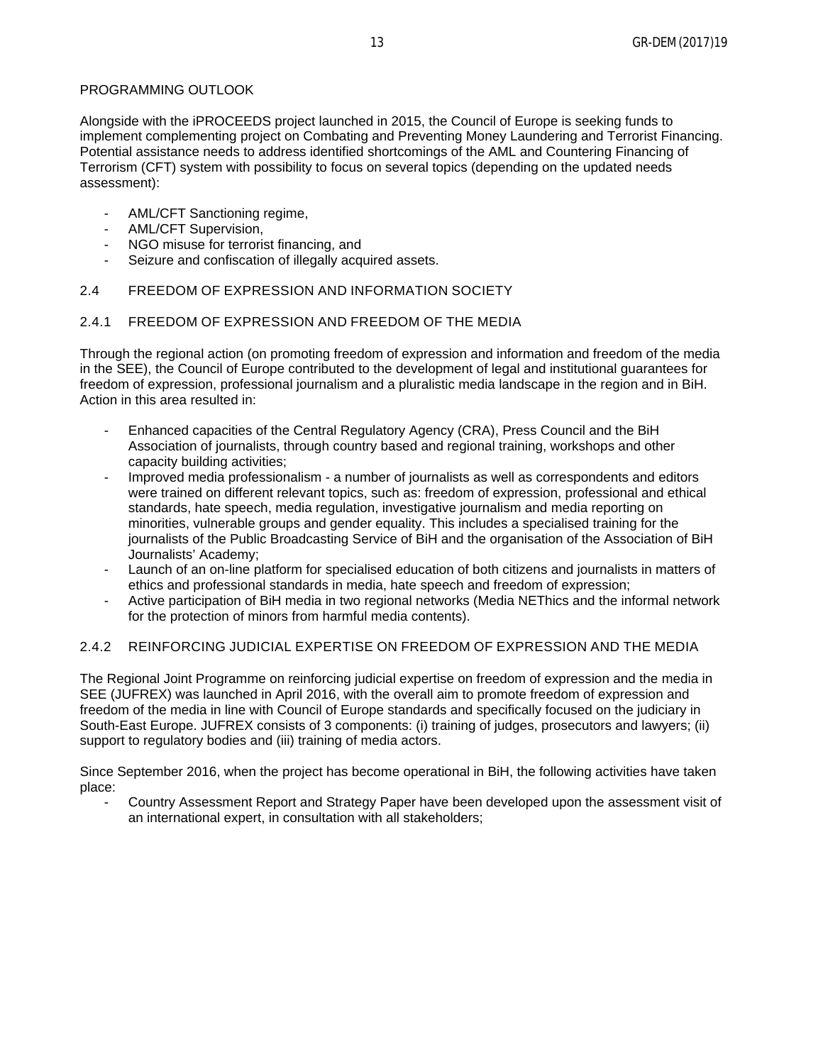PROGRAMMING OUTLOOK

Alongside with the iPROCEEDS project launched in 2015, the Council of Europe is seeking funds to implement complementing project on Combating and Preventing Money Laundering and Terrorist Financing. Potential assistance needs to address identified shortcomings of the AML and Countering Financing of Terrorism (CFT) system with possibility to focus on several topics (depending on the updated needs assessment):

- AML/CFT Sanctioning regime,
- AML/CFT Supervision,
- NGO misuse for terrorist financing, and
- Seizure and confiscation of illegally acquired assets.

## 2.4 FREEDOM OF EXPRESSION AND INFORMATION SOCIETY

### 2.4.1 FREEDOM OF EXPRESSION AND FREEDOM OF THE MEDIA

Through the regional action (on promoting freedom of expression and information and freedom of the media in the SEE), the Council of Europe contributed to the development of legal and institutional guarantees for freedom of expression, professional journalism and a pluralistic media landscape in the region and in BiH. Action in this area resulted in:

- Enhanced capacities of the Central Regulatory Agency (CRA), Press Council and the BiH Association of journalists, through country based and regional training, workshops and other capacity building activities;
- Improved media professionalism - a number of journalists as well as correspondents and editors were trained on different relevant topics, such as: freedom of expression, professional and ethical standards, hate speech, media regulation, investigative journalism and media reporting on minorities, vulnerable groups and gender equality. This includes a specialised training for the journalists of the Public Broadcasting Service of BiH and the organisation of the Association of BiH Journalists' Academy;
- Launch of an on-line platform for specialised education of both citizens and journalists in matters of ethics and professional standards in media, hate speech and freedom of expression;
- Active participation of BiH media in two regional networks (Media NEThics and the informal network for the protection of minors from harmful media contents).

### 2.4.2 REINFORCING JUDICIAL EXPERTISE ON FREEDOM OF EXPRESSION AND THE MEDIA

The Regional Joint Programme on reinforcing judicial expertise on freedom of expression and the media in SEE (JUFREX) was launched in April 2016, with the overall aim to promote freedom of expression and freedom of the media in line with Council of Europe standards and specifically focused on the judiciary in South-East Europe. JUFREX consists of 3 components: (i) training of judges, prosecutors and lawyers; (ii) support to regulatory bodies and (iii) training of media actors.

Since September 2016, when the project has become operational in BiH, the following activities have taken place:

- Country Assessment Report and Strategy Paper have been developed upon the assessment visit of an international expert, in consultation with all stakeholders;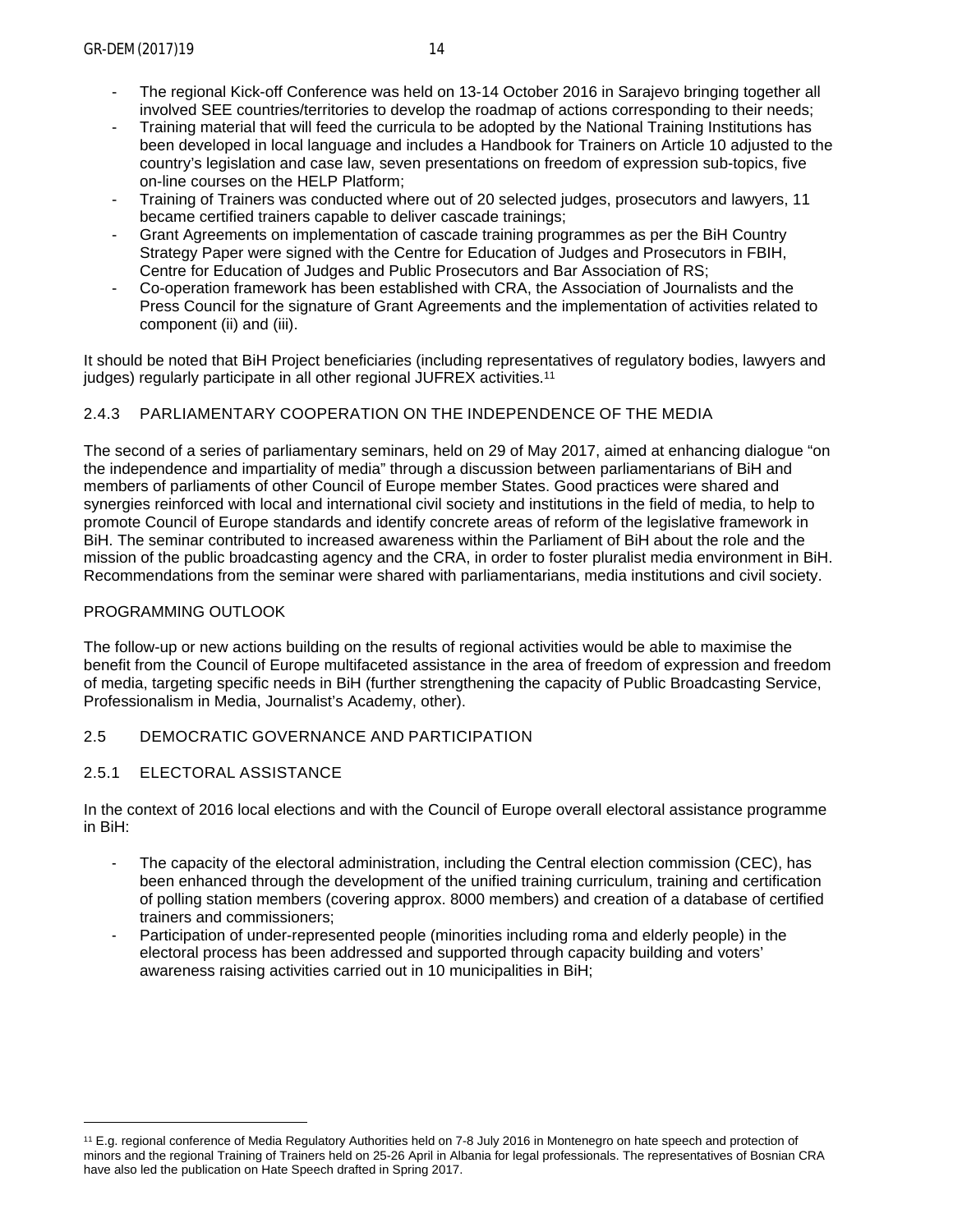- The regional Kick-off Conference was held on 13-14 October 2016 in Sarajevo bringing together all involved SEE countries/territories to develop the roadmap of actions corresponding to their needs;
- Training material that will feed the curricula to be adopted by the National Training Institutions has been developed in local language and includes a Handbook for Trainers on Article 10 adjusted to the country's legislation and case law, seven presentations on freedom of expression sub-topics, five on-line courses on the HELP Platform;
- Training of Trainers was conducted where out of 20 selected judges, prosecutors and lawyers, 11 became certified trainers capable to deliver cascade trainings;
- Grant Agreements on implementation of cascade training programmes as per the BiH Country Strategy Paper were signed with the Centre for Education of Judges and Prosecutors in FBIH, Centre for Education of Judges and Public Prosecutors and Bar Association of RS;
- Co-operation framework has been established with CRA, the Association of Journalists and the Press Council for the signature of Grant Agreements and the implementation of activities related to component (ii) and (iii).

It should be noted that BiH Project beneficiaries (including representatives of regulatory bodies, lawyers and judges) regularly participate in all other regional JUFREX activities.[11]

### 2.4.3 PARLIAMENTARY COOPERATION ON THE INDEPENDENCE OF THE MEDIA

The second of a series of parliamentary seminars, held on 29 of May 2017, aimed at enhancing dialogue "on the independence and impartiality of media" through a discussion between parliamentarians of BiH and members of parliaments of other Council of Europe member States. Good practices were shared and synergies reinforced with local and international civil society and institutions in the field of media, to help to promote Council of Europe standards and identify concrete areas of reform of the legislative framework in BiH. The seminar contributed to increased awareness within the Parliament of BiH about the role and the mission of the public broadcasting agency and the CRA, in order to foster pluralist media environment in BiH. Recommendations from the seminar were shared with parliamentarians, media institutions and civil society.

PROGRAMMING OUTLOOK

The follow-up or new actions building on the results of regional activities would be able to maximise the benefit from the Council of Europe multifaceted assistance in the area of freedom of expression and freedom of media, targeting specific needs in BiH (further strengthening the capacity of Public Broadcasting Service, Professionalism in Media, Journalist's Academy, other).

## 2.5 DEMOCRATIC GOVERNANCE AND PARTICIPATION

### 2.5.1 ELECTORAL ASSISTANCE

In the context of 2016 local elections and with the Council of Europe overall electoral assistance programme in BiH:

- The capacity of the electoral administration, including the Central election commission (CEC), has been enhanced through the development of the unified training curriculum, training and certification of polling station members (covering approx. 8000 members) and creation of a database of certified trainers and commissioners;
- Participation of under-represented people (minorities including roma and elderly people) in the electoral process has been addressed and supported through capacity building and voters' awareness raising activities carried out in 10 municipalities in BiH;

---

[11] E.g. regional conference of Media Regulatory Authorities held on 7-8 July 2016 in Montenegro on hate speech and protection of minors and the regional Training of Trainers held on 25-26 April in Albania for legal professionals. The representatives of Bosnian CRA have also led the publication on Hate Speech drafted in Spring 2017.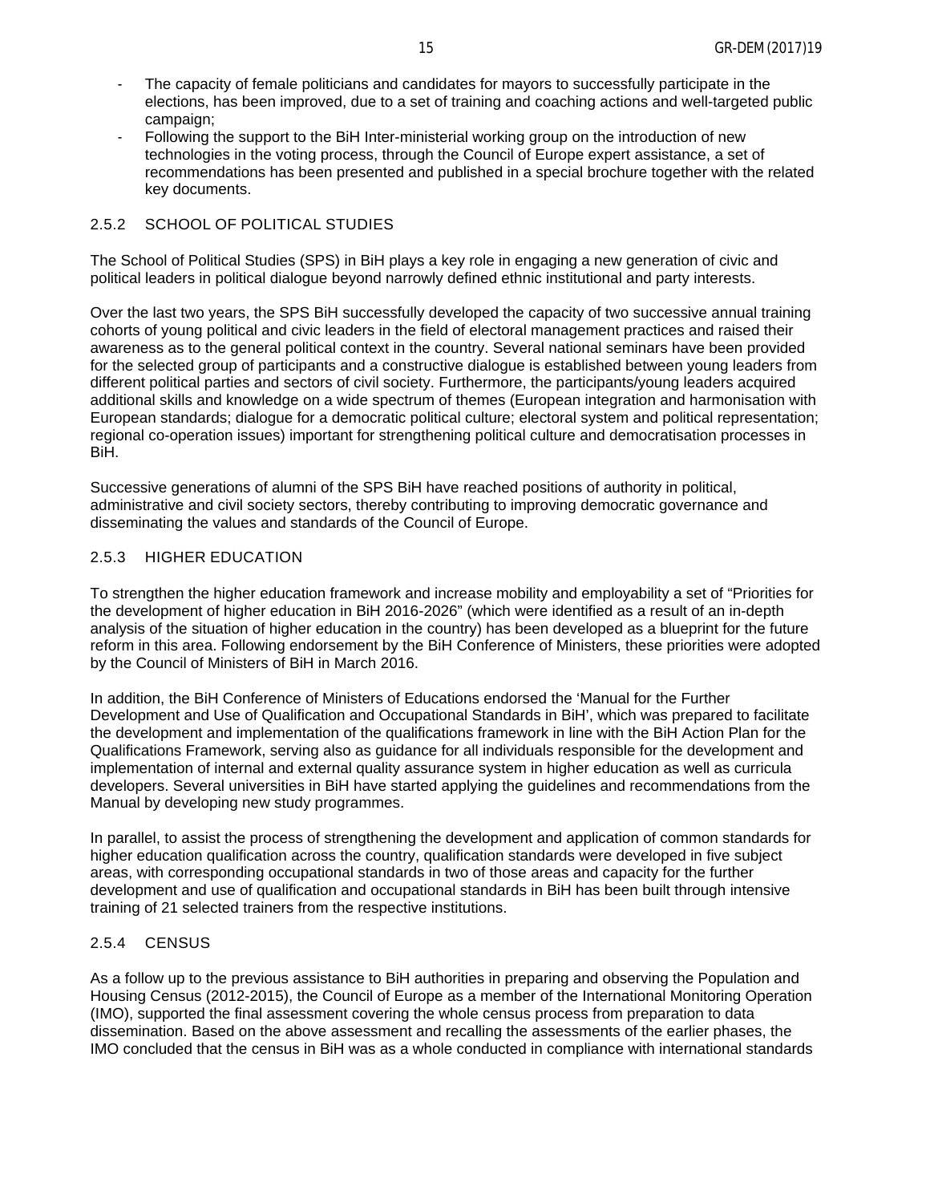- The capacity of female politicians and candidates for mayors to successfully participate in the elections, has been improved, due to a set of training and coaching actions and well-targeted public campaign;
- Following the support to the BiH Inter-ministerial working group on the introduction of new technologies in the voting process, through the Council of Europe expert assistance, a set of recommendations has been presented and published in a special brochure together with the related key documents.

### 2.5.2 SCHOOL OF POLITICAL STUDIES

The School of Political Studies (SPS) in BiH plays a key role in engaging a new generation of civic and political leaders in political dialogue beyond narrowly defined ethnic institutional and party interests.

Over the last two years, the SPS BiH successfully developed the capacity of two successive annual training cohorts of young political and civic leaders in the field of electoral management practices and raised their awareness as to the general political context in the country. Several national seminars have been provided for the selected group of participants and a constructive dialogue is established between young leaders from different political parties and sectors of civil society. Furthermore, the participants/young leaders acquired additional skills and knowledge on a wide spectrum of themes (European integration and harmonisation with European standards; dialogue for a democratic political culture; electoral system and political representation; regional co-operation issues) important for strengthening political culture and democratisation processes in BiH.

Successive generations of alumni of the SPS BiH have reached positions of authority in political, administrative and civil society sectors, thereby contributing to improving democratic governance and disseminating the values and standards of the Council of Europe.

### 2.5.3 HIGHER EDUCATION

To strengthen the higher education framework and increase mobility and employability a set of "Priorities for the development of higher education in BiH 2016-2026" (which were identified as a result of an in-depth analysis of the situation of higher education in the country) has been developed as a blueprint for the future reform in this area. Following endorsement by the BiH Conference of Ministers, these priorities were adopted by the Council of Ministers of BiH in March 2016.

In addition, the BiH Conference of Ministers of Educations endorsed the 'Manual for the Further Development and Use of Qualification and Occupational Standards in BiH', which was prepared to facilitate the development and implementation of the qualifications framework in line with the BiH Action Plan for the Qualifications Framework, serving also as guidance for all individuals responsible for the development and implementation of internal and external quality assurance system in higher education as well as curricula developers. Several universities in BiH have started applying the guidelines and recommendations from the Manual by developing new study programmes.

In parallel, to assist the process of strengthening the development and application of common standards for higher education qualification across the country, qualification standards were developed in five subject areas, with corresponding occupational standards in two of those areas and capacity for the further development and use of qualification and occupational standards in BiH has been built through intensive training of 21 selected trainers from the respective institutions.

### 2.5.4 CENSUS

As a follow up to the previous assistance to BiH authorities in preparing and observing the Population and Housing Census (2012-2015), the Council of Europe as a member of the International Monitoring Operation (IMO), supported the final assessment covering the whole census process from preparation to data dissemination. Based on the above assessment and recalling the assessments of the earlier phases, the IMO concluded that the census in BiH was as a whole conducted in compliance with international standards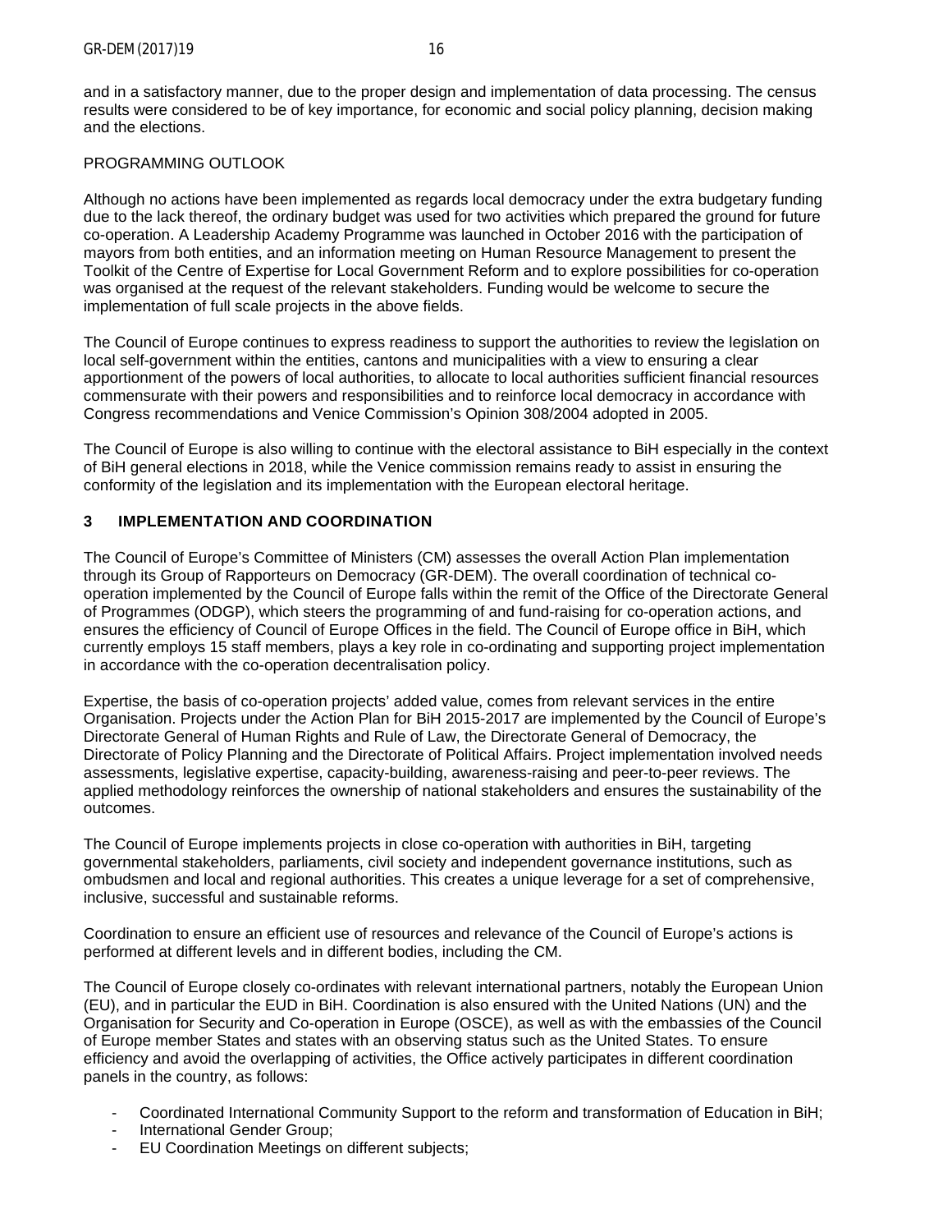and in a satisfactory manner, due to the proper design and implementation of data processing. The census results were considered to be of key importance, for economic and social policy planning, decision making and the elections.

PROGRAMMING OUTLOOK

Although no actions have been implemented as regards local democracy under the extra budgetary funding due to the lack thereof, the ordinary budget was used for two activities which prepared the ground for future co-operation. A Leadership Academy Programme was launched in October 2016 with the participation of mayors from both entities, and an information meeting on Human Resource Management to present the Toolkit of the Centre of Expertise for Local Government Reform and to explore possibilities for co-operation was organised at the request of the relevant stakeholders. Funding would be welcome to secure the implementation of full scale projects in the above fields.

The Council of Europe continues to express readiness to support the authorities to review the legislation on local self-government within the entities, cantons and municipalities with a view to ensuring a clear apportionment of the powers of local authorities, to allocate to local authorities sufficient financial resources commensurate with their powers and responsibilities and to reinforce local democracy in accordance with Congress recommendations and Venice Commission's Opinion 308/2004 adopted in 2005.

The Council of Europe is also willing to continue with the electoral assistance to BiH especially in the context of BiH general elections in 2018, while the Venice commission remains ready to assist in ensuring the conformity of the legislation and its implementation with the European electoral heritage.

## 3 IMPLEMENTATION AND COORDINATION

The Council of Europe's Committee of Ministers (CM) assesses the overall Action Plan implementation through its Group of Rapporteurs on Democracy (GR-DEM). The overall coordination of technical co-operation implemented by the Council of Europe falls within the remit of the Office of the Directorate General of Programmes (ODGP), which steers the programming of and fund-raising for co-operation actions, and ensures the efficiency of Council of Europe Offices in the field. The Council of Europe office in BiH, which currently employs 15 staff members, plays a key role in co-ordinating and supporting project implementation in accordance with the co-operation decentralisation policy.

Expertise, the basis of co-operation projects' added value, comes from relevant services in the entire Organisation. Projects under the Action Plan for BiH 2015-2017 are implemented by the Council of Europe's Directorate General of Human Rights and Rule of Law, the Directorate General of Democracy, the Directorate of Policy Planning and the Directorate of Political Affairs. Project implementation involved needs assessments, legislative expertise, capacity-building, awareness-raising and peer-to-peer reviews. The applied methodology reinforces the ownership of national stakeholders and ensures the sustainability of the outcomes.

The Council of Europe implements projects in close co-operation with authorities in BiH, targeting governmental stakeholders, parliaments, civil society and independent governance institutions, such as ombudsmen and local and regional authorities. This creates a unique leverage for a set of comprehensive, inclusive, successful and sustainable reforms.

Coordination to ensure an efficient use of resources and relevance of the Council of Europe's actions is performed at different levels and in different bodies, including the CM.

The Council of Europe closely co-ordinates with relevant international partners, notably the European Union (EU), and in particular the EUD in BiH. Coordination is also ensured with the United Nations (UN) and the Organisation for Security and Co-operation in Europe (OSCE), as well as with the embassies of the Council of Europe member States and states with an observing status such as the United States. To ensure efficiency and avoid the overlapping of activities, the Office actively participates in different coordination panels in the country, as follows:

- Coordinated International Community Support to the reform and transformation of Education in BiH;
- International Gender Group;
- EU Coordination Meetings on different subjects;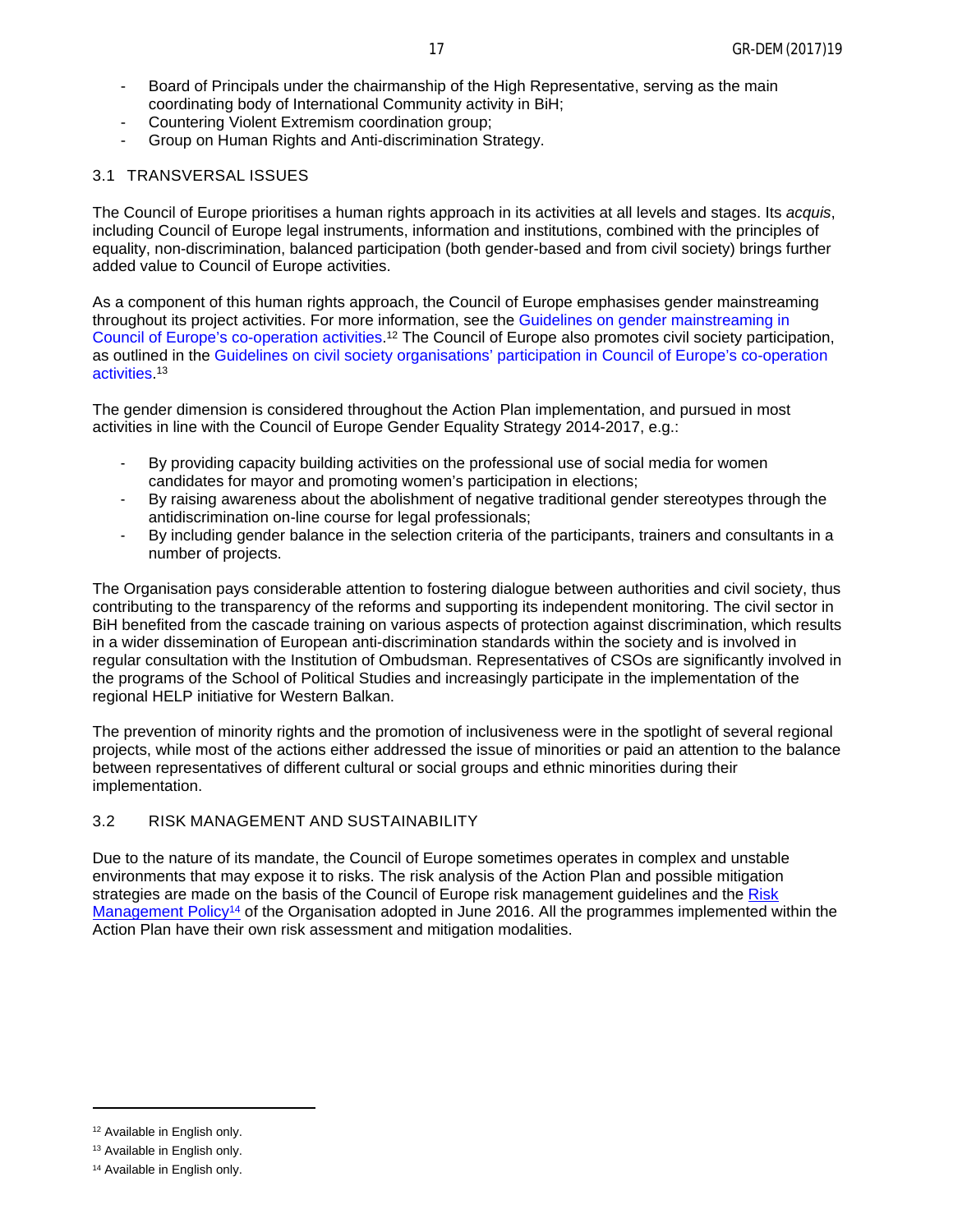- Board of Principals under the chairmanship of the High Representative, serving as the main coordinating body of International Community activity in BiH;
- Countering Violent Extremism coordination group;
- Group on Human Rights and Anti-discrimination Strategy.

### 3.1 TRANSVERSAL ISSUES

The Council of Europe prioritises a human rights approach in its activities at all levels and stages. Its *acquis*, including Council of Europe legal instruments, information and institutions, combined with the principles of equality, non-discrimination, balanced participation (both gender-based and from civil society) brings further added value to Council of Europe activities.

As a component of this human rights approach, the Council of Europe emphasises gender mainstreaming throughout its project activities. For more information, see the Guidelines on gender mainstreaming in Council of Europe's co-operation activities.[12] The Council of Europe also promotes civil society participation, as outlined in the Guidelines on civil society organisations' participation in Council of Europe's co-operation activities.[13]

The gender dimension is considered throughout the Action Plan implementation, and pursued in most activities in line with the Council of Europe Gender Equality Strategy 2014-2017, e.g.:

- By providing capacity building activities on the professional use of social media for women candidates for mayor and promoting women's participation in elections;
- By raising awareness about the abolishment of negative traditional gender stereotypes through the antidiscrimination on-line course for legal professionals;
- By including gender balance in the selection criteria of the participants, trainers and consultants in a number of projects.

The Organisation pays considerable attention to fostering dialogue between authorities and civil society, thus contributing to the transparency of the reforms and supporting its independent monitoring. The civil sector in BiH benefited from the cascade training on various aspects of protection against discrimination, which results in a wider dissemination of European anti-discrimination standards within the society and is involved in regular consultation with the Institution of Ombudsman. Representatives of CSOs are significantly involved in the programs of the School of Political Studies and increasingly participate in the implementation of the regional HELP initiative for Western Balkan.

The prevention of minority rights and the promotion of inclusiveness were in the spotlight of several regional projects, while most of the actions either addressed the issue of minorities or paid an attention to the balance between representatives of different cultural or social groups and ethnic minorities during their implementation.

### 3.2 RISK MANAGEMENT AND SUSTAINABILITY

Due to the nature of its mandate, the Council of Europe sometimes operates in complex and unstable environments that may expose it to risks. The risk analysis of the Action Plan and possible mitigation strategies are made on the basis of the Council of Europe risk management guidelines and the Risk Management Policy[14] of the Organisation adopted in June 2016. All the programmes implemented within the Action Plan have their own risk assessment and mitigation modalities.

---

[12] Available in English only.

[13] Available in English only.

[14] Available in English only.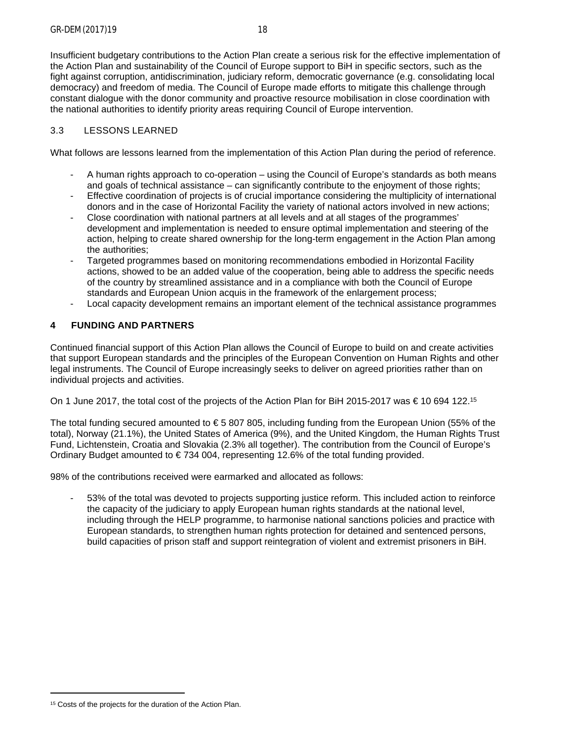Insufficient budgetary contributions to the Action Plan create a serious risk for the effective implementation of the Action Plan and sustainability of the Council of Europe support to BiH in specific sectors, such as the fight against corruption, antidiscrimination, judiciary reform, democratic governance (e.g. consolidating local democracy) and freedom of media. The Council of Europe made efforts to mitigate this challenge through constant dialogue with the donor community and proactive resource mobilisation in close coordination with the national authorities to identify priority areas requiring Council of Europe intervention.

### 3.3 LESSONS LEARNED

What follows are lessons learned from the implementation of this Action Plan during the period of reference.

- A human rights approach to co-operation – using the Council of Europe's standards as both means and goals of technical assistance – can significantly contribute to the enjoyment of those rights;
- Effective coordination of projects is of crucial importance considering the multiplicity of international donors and in the case of Horizontal Facility the variety of national actors involved in new actions;
- Close coordination with national partners at all levels and at all stages of the programmes' development and implementation is needed to ensure optimal implementation and steering of the action, helping to create shared ownership for the long-term engagement in the Action Plan among the authorities;
- Targeted programmes based on monitoring recommendations embodied in Horizontal Facility actions, showed to be an added value of the cooperation, being able to address the specific needs of the country by streamlined assistance and in a compliance with both the Council of Europe standards and European Union acquis in the framework of the enlargement process;
- Local capacity development remains an important element of the technical assistance programmes

## 4 FUNDING AND PARTNERS

Continued financial support of this Action Plan allows the Council of Europe to build on and create activities that support European standards and the principles of the European Convention on Human Rights and other legal instruments. The Council of Europe increasingly seeks to deliver on agreed priorities rather than on individual projects and activities.

On 1 June 2017, the total cost of the projects of the Action Plan for BiH 2015-2017 was € 10 694 122.[15]

The total funding secured amounted to € 5 807 805, including funding from the European Union (55% of the total), Norway (21.1%), the United States of America (9%), and the United Kingdom, the Human Rights Trust Fund, Lichtenstein, Croatia and Slovakia (2.3% all together). The contribution from the Council of Europe's Ordinary Budget amounted to € 734 004, representing 12.6% of the total funding provided.

98% of the contributions received were earmarked and allocated as follows:

- 53% of the total was devoted to projects supporting justice reform. This included action to reinforce the capacity of the judiciary to apply European human rights standards at the national level, including through the HELP programme, to harmonise national sanctions policies and practice with European standards, to strengthen human rights protection for detained and sentenced persons, build capacities of prison staff and support reintegration of violent and extremist prisoners in BiH.

[15] Costs of the projects for the duration of the Action Plan.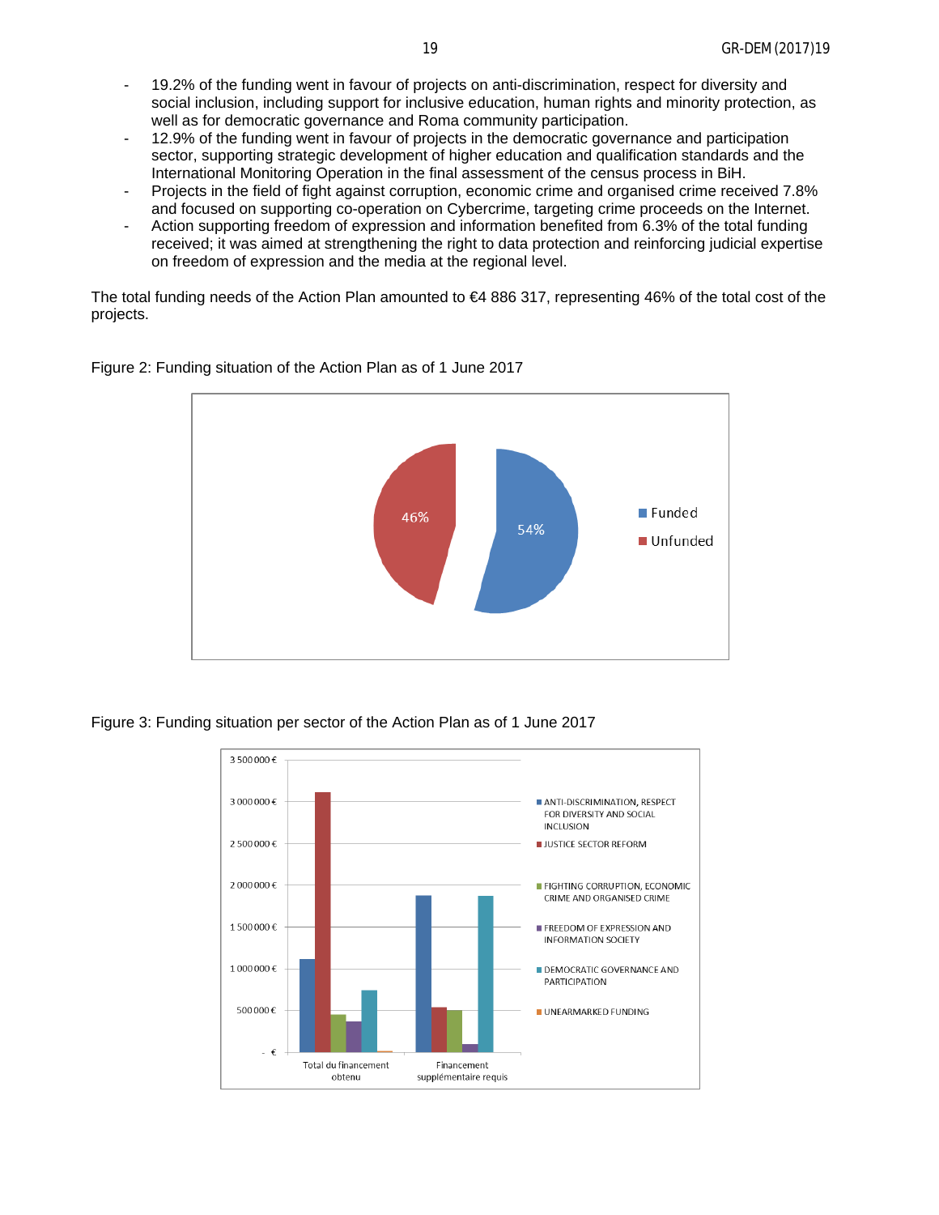- 19.2% of the funding went in favour of projects on anti-discrimination, respect for diversity and social inclusion, including support for inclusive education, human rights and minority protection, as well as for democratic governance and Roma community participation.
- 12.9% of the funding went in favour of projects in the democratic governance and participation sector, supporting strategic development of higher education and qualification standards and the International Monitoring Operation in the final assessment of the census process in BiH.
- Projects in the field of fight against corruption, economic crime and organised crime received 7.8% and focused on supporting co-operation on Cybercrime, targeting crime proceeds on the Internet.
- Action supporting freedom of expression and information benefited from 6.3% of the total funding received; it was aimed at strengthening the right to data protection and reinforcing judicial expertise on freedom of expression and the media at the regional level.

The total funding needs of the Action Plan amounted to €4 886 317, representing 46% of the total cost of the projects.

Figure 2: Funding situation of the Action Plan as of 1 June 2017

Figure 3: Funding situation per sector of the Action Plan as of 1 June 2017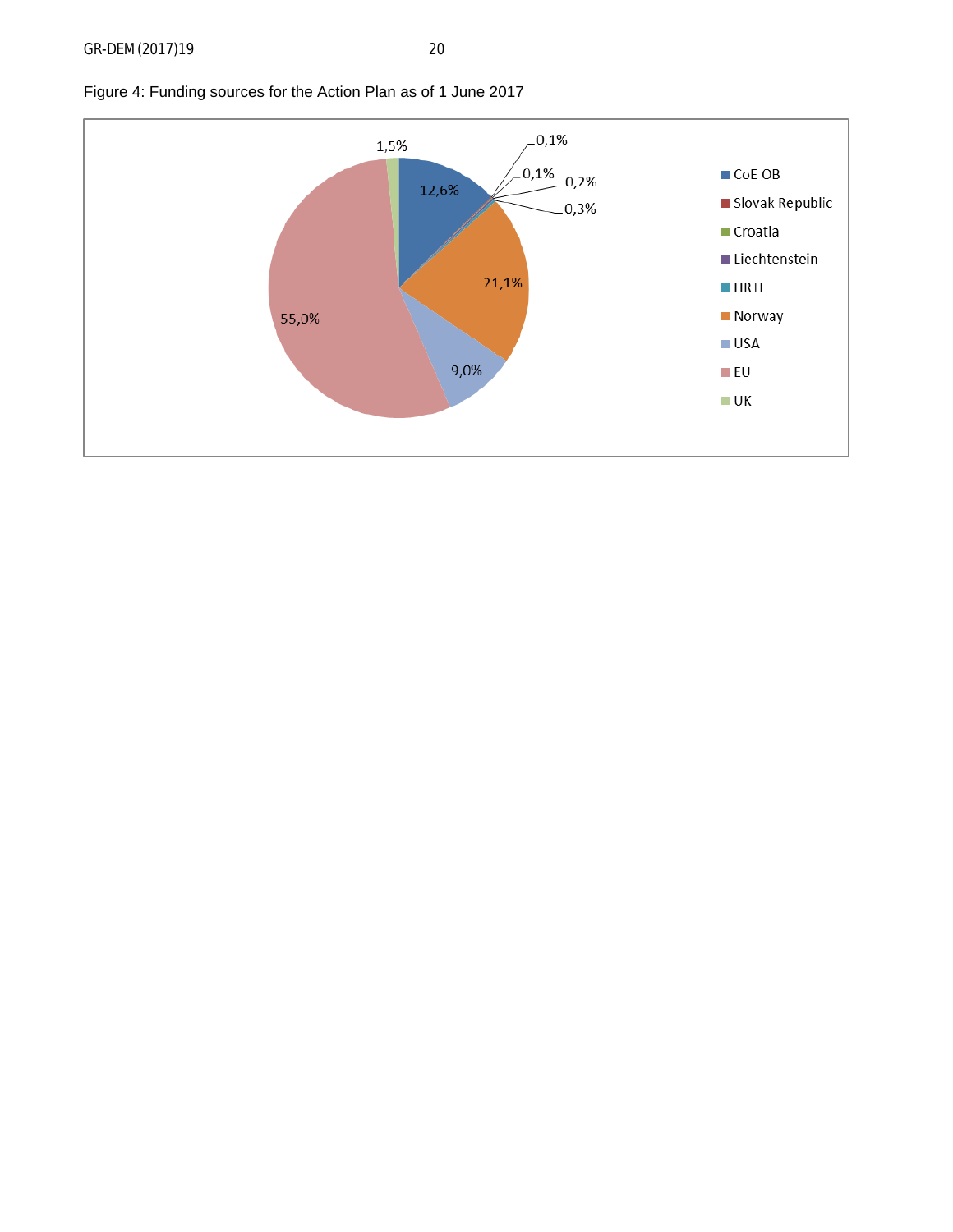Figure 4: Funding sources for the Action Plan as of 1 June 2017

| Funding source | Share |
| --- | --- |
| CoE OB | 12,6% |
| Slovak Republic | 0,1% |
| Croatia | 0,1% |
| Liechtenstein | 0,2% |
| HRTF | 0,3% |
| Norway | 21,1% |
| USA | 9,0% |
| EU | 55,0% |
| UK | 1,5% |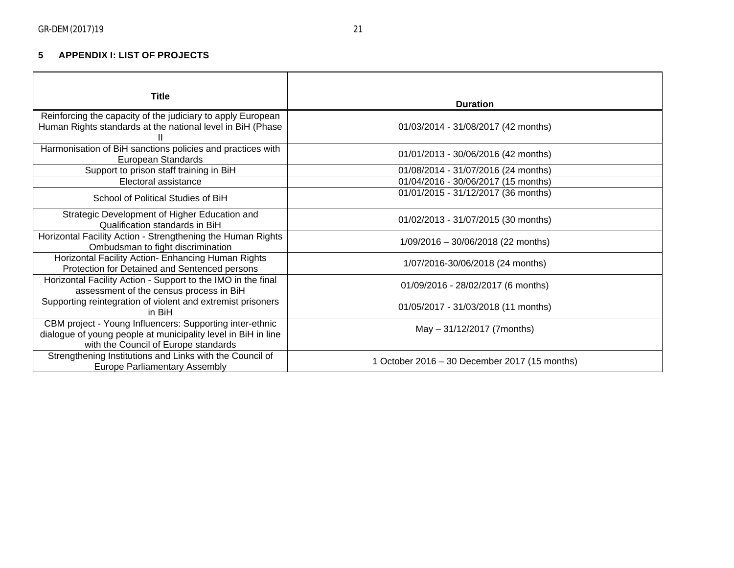## 5 APPENDIX I: LIST OF PROJECTS

| Title | Duration |
| --- | --- |
| Reinforcing the capacity of the judiciary to apply European Human Rights standards at the national level in BiH (Phase II | 01/03/2014 - 31/08/2017 (42 months) |
| Harmonisation of BiH sanctions policies and practices with European Standards | 01/01/2013 - 30/06/2016 (42 months) |
| Support to prison staff training in BiH | 01/08/2014 - 31/07/2016 (24 months) |
| Electoral assistance | 01/04/2016 - 30/06/2017 (15 months) |
| School of Political Studies of BiH | 01/01/2015 - 31/12/2017 (36 months) |
| Strategic Development of Higher Education and Qualification standards in BiH | 01/02/2013 - 31/07/2015 (30 months) |
| Horizontal Facility Action - Strengthening the Human Rights Ombudsman to fight discrimination | 1/09/2016 – 30/06/2018 (22 months) |
| Horizontal Facility Action- Enhancing Human Rights Protection for Detained and Sentenced persons | 1/07/2016-30/06/2018 (24 months) |
| Horizontal Facility Action - Support to the IMO in the final assessment of the census process in BiH | 01/09/2016 - 28/02/2017 (6 months) |
| Supporting reintegration of violent and extremist prisoners in BiH | 01/05/2017 - 31/03/2018 (11 months) |
| CBM project - Young Influencers: Supporting inter-ethnic dialogue of young people at municipality level in BiH in line with the Council of Europe standards | May – 31/12/2017 (7months) |
| Strengthening Institutions and Links with the Council of Europe Parliamentary Assembly | 1 October 2016 – 30 December 2017 (15 months) |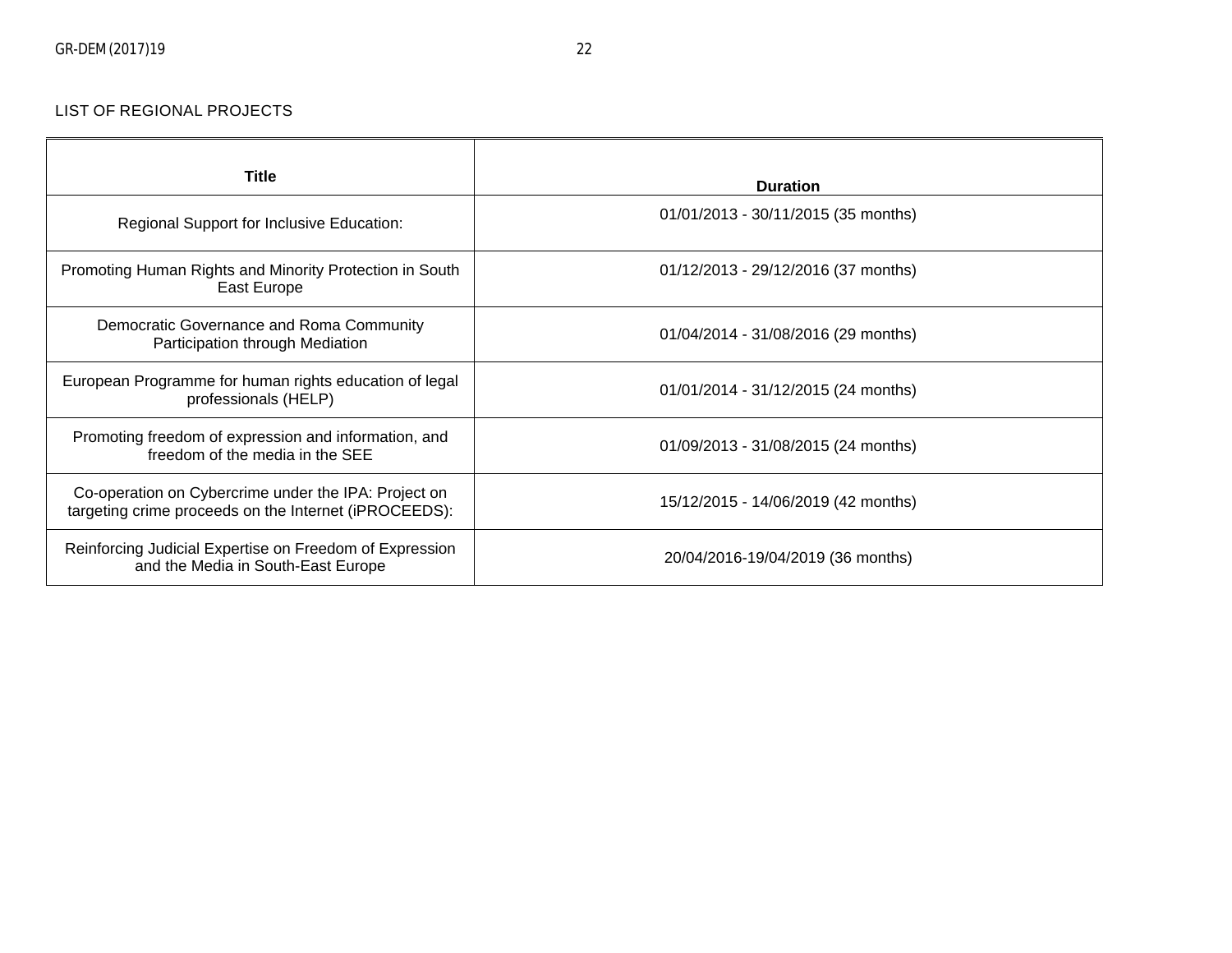LIST OF REGIONAL PROJECTS

| Title | Duration |
|---|---|
| Regional Support for Inclusive Education: | 01/01/2013 - 30/11/2015 (35 months) |
| Promoting Human Rights and Minority Protection in South East Europe | 01/12/2013 - 29/12/2016 (37 months) |
| Democratic Governance and Roma Community Participation through Mediation | 01/04/2014 - 31/08/2016 (29 months) |
| European Programme for human rights education of legal professionals (HELP) | 01/01/2014 - 31/12/2015 (24 months) |
| Promoting freedom of expression and information, and freedom of the media in the SEE | 01/09/2013 - 31/08/2015 (24 months) |
| Co-operation on Cybercrime under the IPA: Project on targeting crime proceeds on the Internet (iPROCEEDS): | 15/12/2015 - 14/06/2019 (42 months) |
| Reinforcing Judicial Expertise on Freedom of Expression and the Media in South-East Europe | 20/04/2016-19/04/2019 (36 months) |